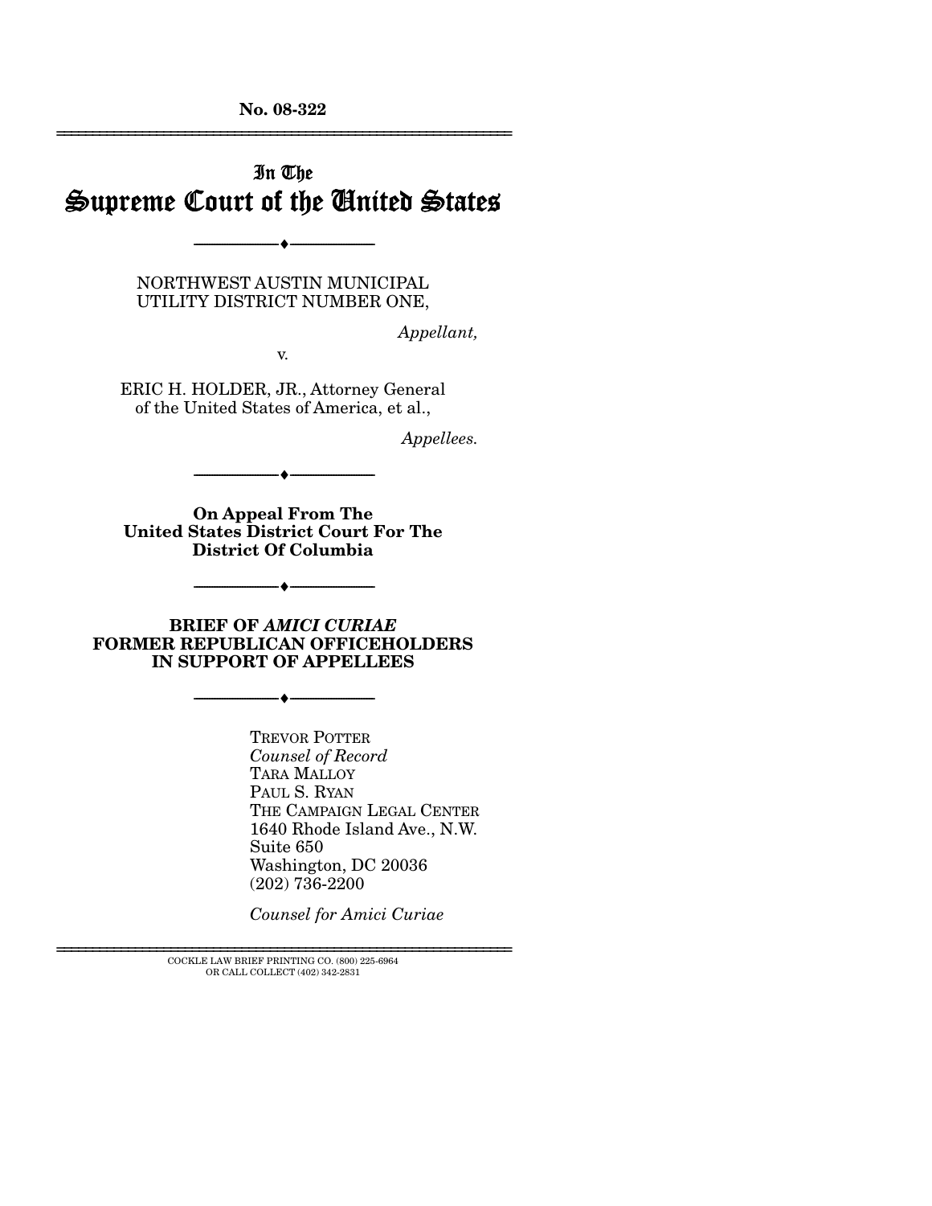No. 08-322

# In The Supreme Court of the United States

NORTHWEST AUSTIN MUNICIPAL UTILITY DISTRICT NUMBER ONE,

*Appellant,*

v.

ERIC H. HOLDER, JR., Attorney General of the United States of America, et al.,

*Appellees.*

**On Appeal From The United States District Court For The District Of Columbia**

**BRIEF OF *AMICI CURIAE* FORMER REPUBLICAN OFFICEHOLDERS IN SUPPORT OF APPELLEES**

TREVOR POTTER
*Counsel of Record*
TARA MALLOY
PAUL S. RYAN
THE CAMPAIGN LEGAL CENTER
1640 Rhode Island Ave., N.W.
Suite 650
Washington, DC 20036
(202) 736-2200

*Counsel for Amici Curiae*

COCKLE LAW BRIEF PRINTING CO. (800) 225-6964
OR CALL COLLECT (402) 342-2831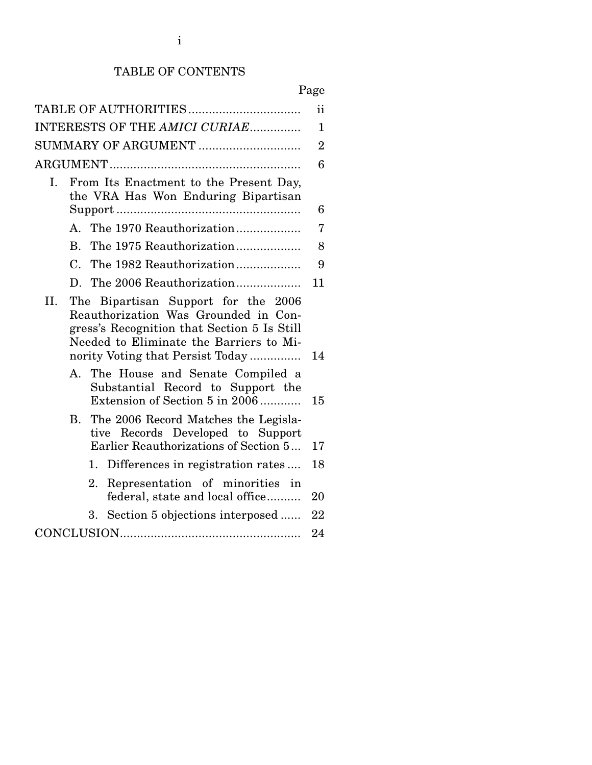# TABLE OF CONTENTS

| | Page |
|---|---|
| TABLE OF AUTHORITIES | ii |
| INTERESTS OF THE *AMICI CURIAE* | 1 |
| SUMMARY OF ARGUMENT | 2 |
| ARGUMENT | 6 |
| I. From Its Enactment to the Present Day, the VRA Has Won Enduring Bipartisan Support | 6 |
| A. The 1970 Reauthorization | 7 |
| B. The 1975 Reauthorization | 8 |
| C. The 1982 Reauthorization | 9 |
| D. The 2006 Reauthorization | 11 |
| II. The Bipartisan Support for the 2006 Reauthorization Was Grounded in Congress's Recognition that Section 5 Is Still Needed to Eliminate the Barriers to Minority Voting that Persist Today | 14 |
| A. The House and Senate Compiled a Substantial Record to Support the Extension of Section 5 in 2006 | 15 |
| B. The 2006 Record Matches the Legislative Records Developed to Support Earlier Reauthorizations of Section 5 | 17 |
| 1. Differences in registration rates | 18 |
| 2. Representation of minorities in federal, state and local office | 20 |
| 3. Section 5 objections interposed | 22 |
| CONCLUSION | 24 |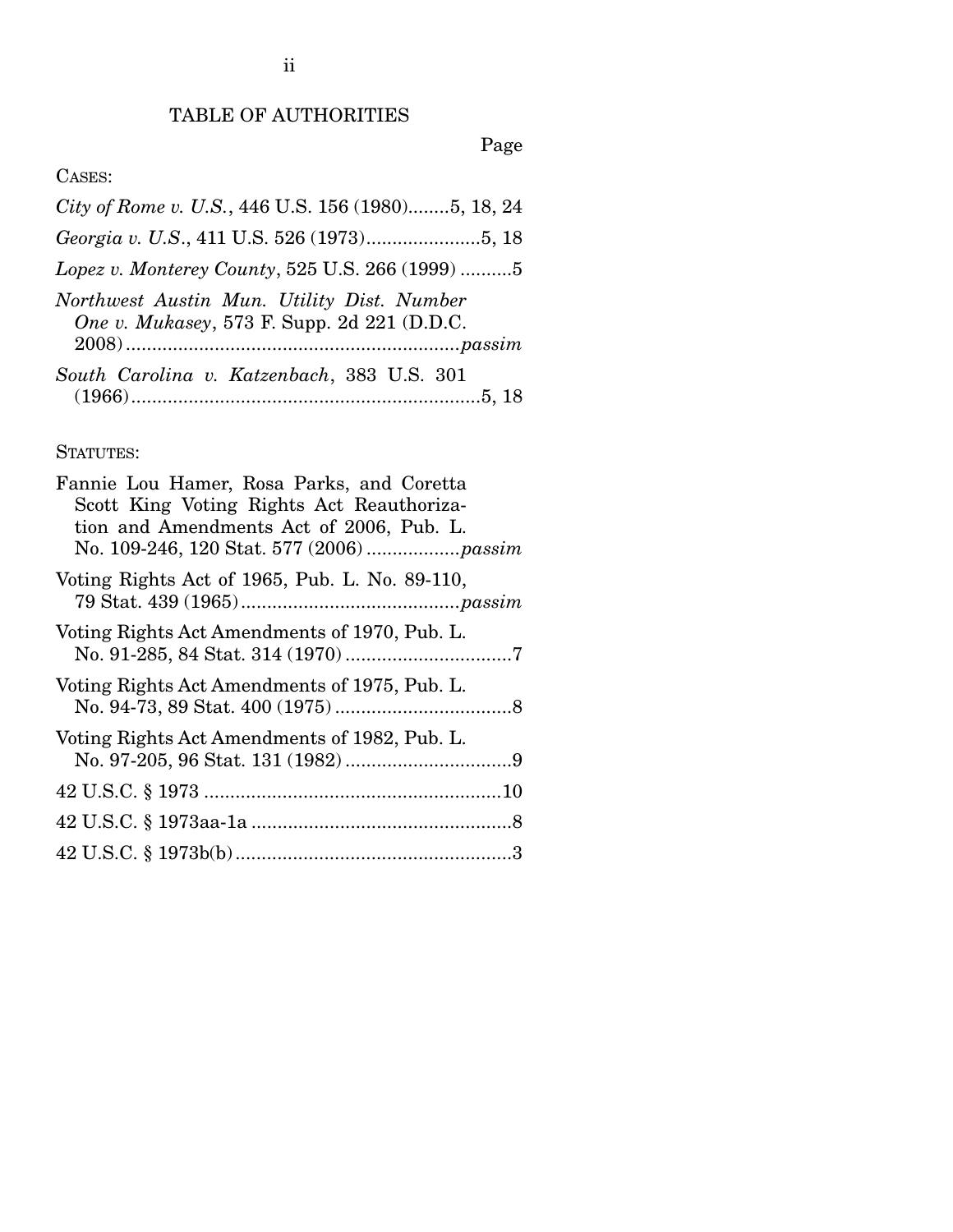# TABLE OF AUTHORITIES

Page

CASES:

*City of Rome v. U.S.*, 446 U.S. 156 (1980)........5, 18, 24

*Georgia v. U.S.*, 411 U.S. 526 (1973)......................5, 18

*Lopez v. Monterey County*, 525 U.S. 266 (1999) ..........5

*Northwest Austin Mun. Utility Dist. Number One v. Mukasey*, 573 F. Supp. 2d 221 (D.D.C. 2008)...............................................................*passim*

*South Carolina v. Katzenbach*, 383 U.S. 301 (1966)..................................................................5, 18

STATUTES:

Fannie Lou Hamer, Rosa Parks, and Coretta Scott King Voting Rights Act Reauthorization and Amendments Act of 2006, Pub. L. No. 109-246, 120 Stat. 577 (2006) ..................*passim*

Voting Rights Act of 1965, Pub. L. No. 89-110, 79 Stat. 439 (1965)..........................................*passim*

Voting Rights Act Amendments of 1970, Pub. L. No. 91-285, 84 Stat. 314 (1970) ................................7

Voting Rights Act Amendments of 1975, Pub. L. No. 94-73, 89 Stat. 400 (1975) ..................................8

Voting Rights Act Amendments of 1982, Pub. L. No. 97-205, 96 Stat. 131 (1982) ................................9

42 U.S.C. § 1973 .........................................................10

42 U.S.C. § 1973aa-1a ..................................................8

42 U.S.C. § 1973b(b).....................................................3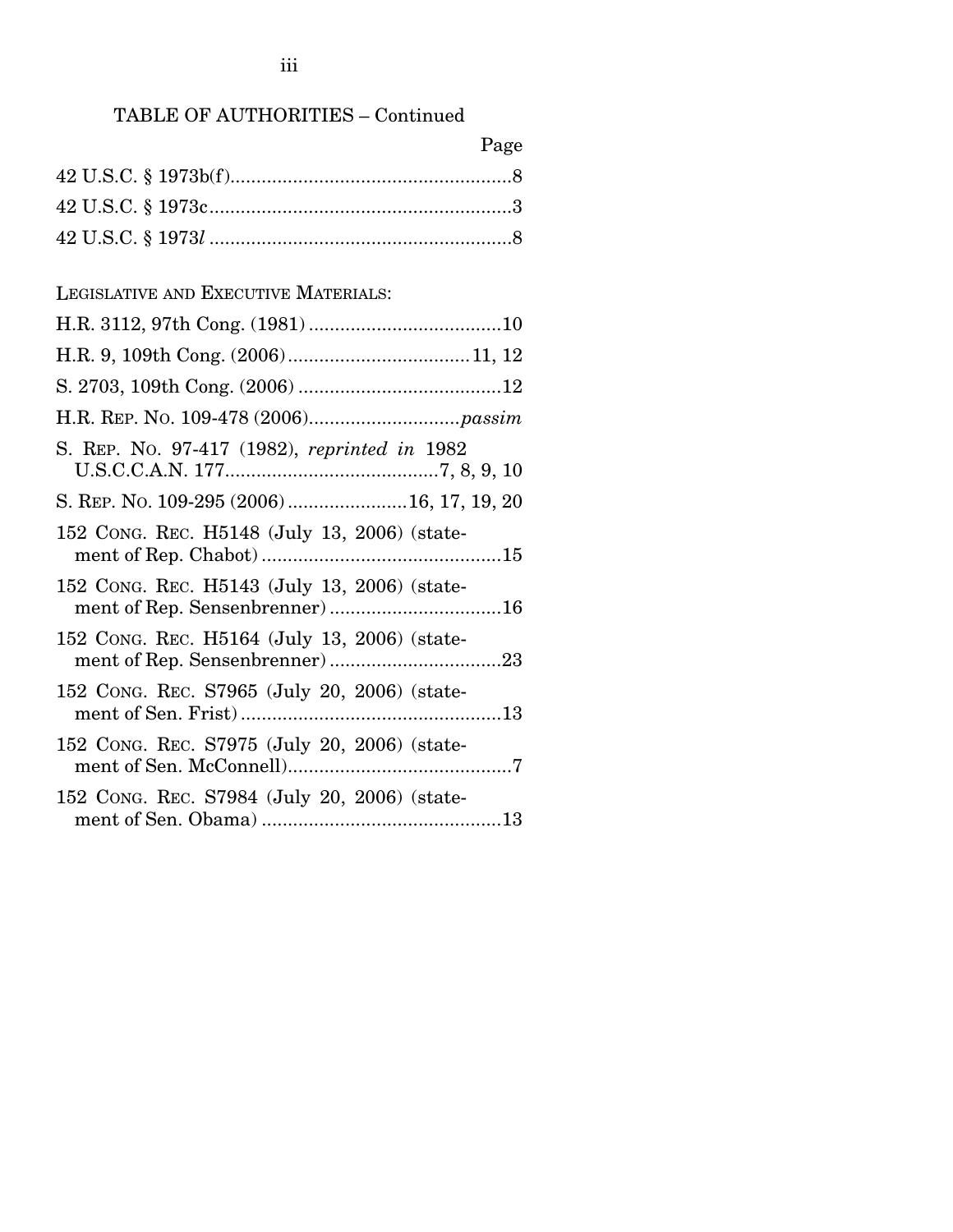TABLE OF AUTHORITIES – Continued

| | Page |
|---|---|
| 42 U.S.C. § 1973b(f) | 8 |
| 42 U.S.C. § 1973c | 3 |
| 42 U.S.C. § 1973*l* | 8 |

LEGISLATIVE AND EXECUTIVE MATERIALS:

| | |
|---|---|
| H.R. 3112, 97th Cong. (1981) | 10 |
| H.R. 9, 109th Cong. (2006) | 11, 12 |
| S. 2703, 109th Cong. (2006) | 12 |
| H.R. REP. NO. 109-478 (2006) | *passim* |
| S. REP. NO. 97-417 (1982), *reprinted in* 1982 U.S.C.C.A.N. 177 | 7, 8, 9, 10 |
| S. REP. NO. 109-295 (2006) | 16, 17, 19, 20 |
| 152 CONG. REC. H5148 (July 13, 2006) (statement of Rep. Chabot) | 15 |
| 152 CONG. REC. H5143 (July 13, 2006) (statement of Rep. Sensenbrenner) | 16 |
| 152 CONG. REC. H5164 (July 13, 2006) (statement of Rep. Sensenbrenner) | 23 |
| 152 CONG. REC. S7965 (July 20, 2006) (statement of Sen. Frist) | 13 |
| 152 CONG. REC. S7975 (July 20, 2006) (statement of Sen. McConnell) | 7 |
| 152 CONG. REC. S7984 (July 20, 2006) (statement of Sen. Obama) | 13 |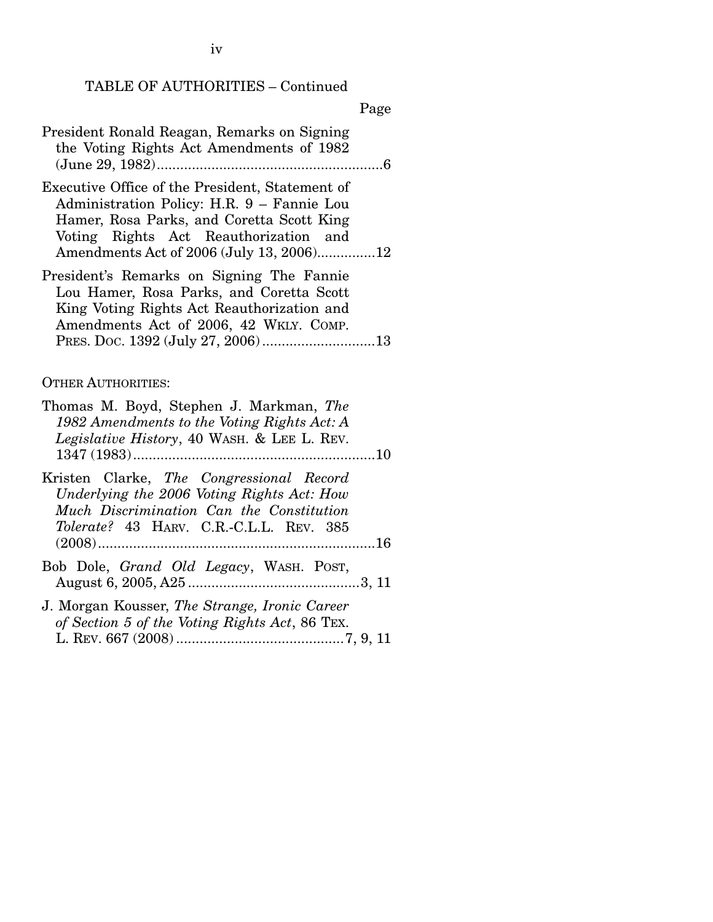TABLE OF AUTHORITIES – Continued

Page

President Ronald Reagan, Remarks on Signing the Voting Rights Act Amendments of 1982 (June 29, 1982)..........................................................6

Executive Office of the President, Statement of Administration Policy: H.R. 9 – Fannie Lou Hamer, Rosa Parks, and Coretta Scott King Voting Rights Act Reauthorization and Amendments Act of 2006 (July 13, 2006)...............12

President's Remarks on Signing The Fannie Lou Hamer, Rosa Parks, and Coretta Scott King Voting Rights Act Reauthorization and Amendments Act of 2006, 42 WKLY. COMP. PRES. DOC. 1392 (July 27, 2006).............................13

OTHER AUTHORITIES:

Thomas M. Boyd, Stephen J. Markman, *The 1982 Amendments to the Voting Rights Act: A Legislative History*, 40 WASH. & LEE L. REV. 1347 (1983)..............................................................10

Kristen Clarke, *The Congressional Record Underlying the 2006 Voting Rights Act: How Much Discrimination Can the Constitution Tolerate?* 43 HARV. C.R.-C.L.L. REV. 385 (2008).......................................................................16

Bob Dole, *Grand Old Legacy*, WASH. POST, August 6, 2005, A25............................................3, 11

J. Morgan Kousser, *The Strange, Ironic Career of Section 5 of the Voting Rights Act*, 86 TEX. L. REV. 667 (2008)...........................................7, 9, 11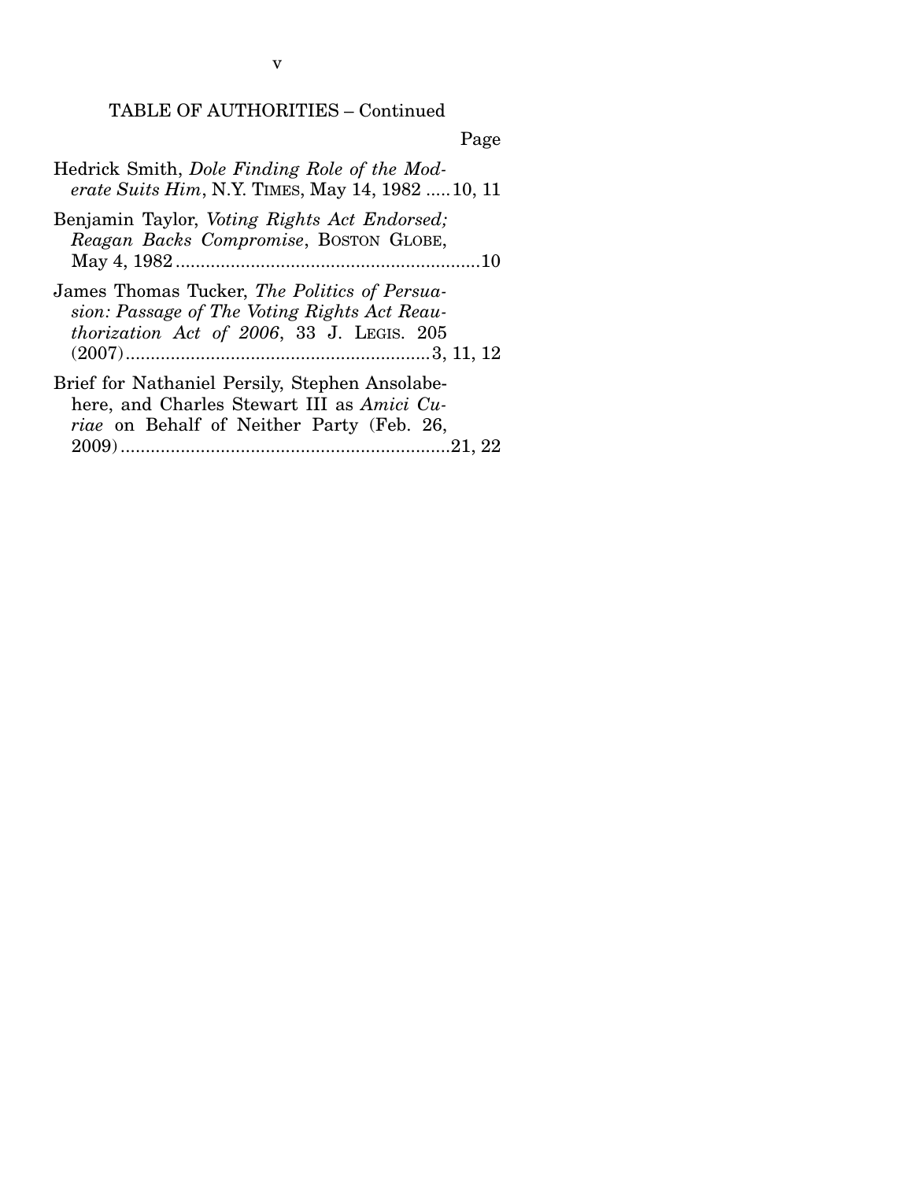TABLE OF AUTHORITIES – Continued

Page

Hedrick Smith, *Dole Finding Role of the Moderate Suits Him*, N.Y. TIMES, May 14, 1982 .....10, 11

Benjamin Taylor, *Voting Rights Act Endorsed; Reagan Backs Compromise*, BOSTON GLOBE, May 4, 1982 .............................................................10

James Thomas Tucker, *The Politics of Persuasion: Passage of The Voting Rights Act Reauthorization Act of 2006*, 33 J. LEGIS. 205 (2007).............................................................3, 11, 12

Brief for Nathaniel Persily, Stephen Ansolabehere, and Charles Stewart III as *Amici Curiae* on Behalf of Neither Party (Feb. 26, 2009)..................................................................21, 22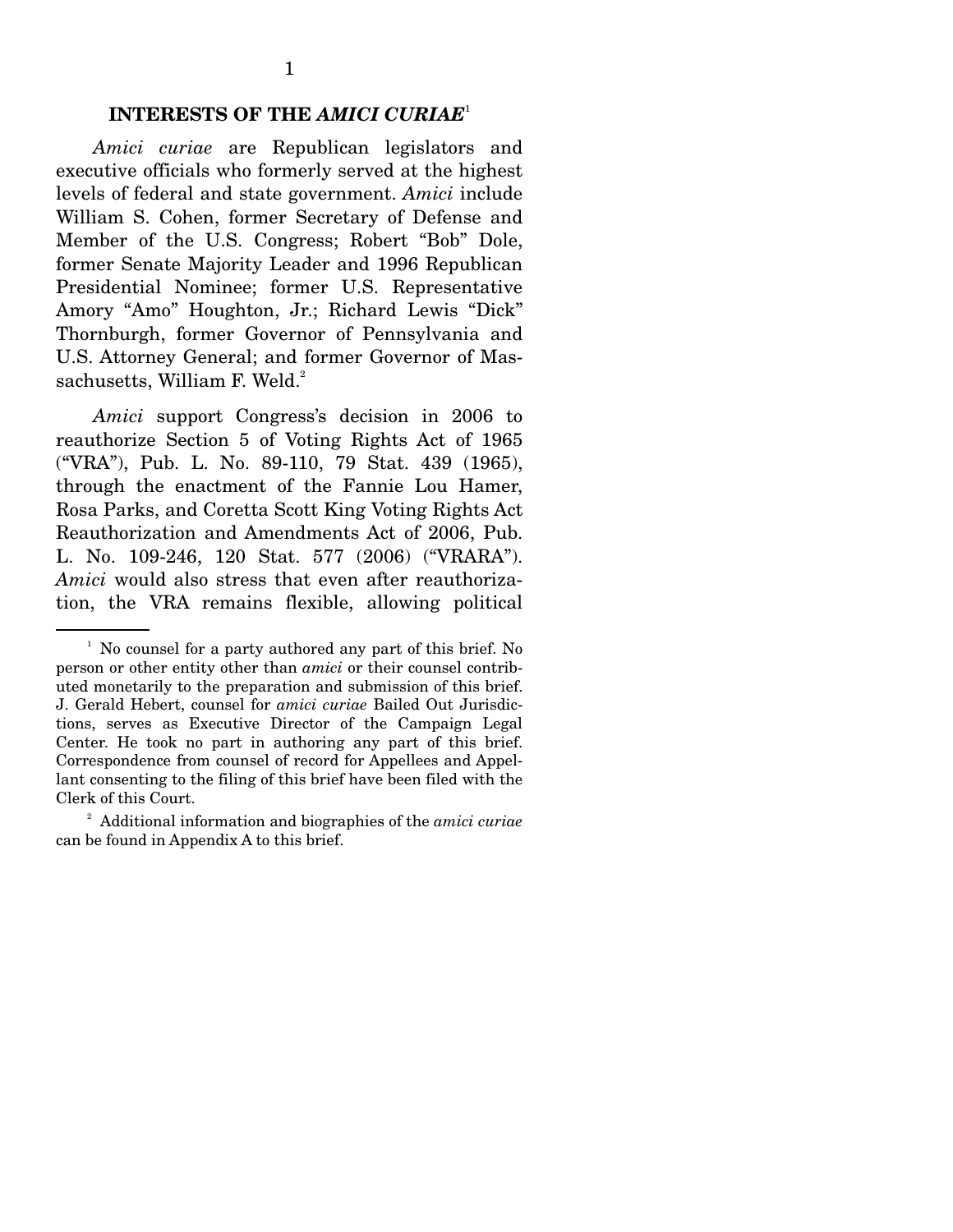## INTERESTS OF THE *AMICI CURIAE*[1]

*Amici curiae* are Republican legislators and executive officials who formerly served at the highest levels of federal and state government. *Amici* include William S. Cohen, former Secretary of Defense and Member of the U.S. Congress; Robert "Bob" Dole, former Senate Majority Leader and 1996 Republican Presidential Nominee; former U.S. Representative Amory "Amo" Houghton, Jr.; Richard Lewis "Dick" Thornburgh, former Governor of Pennsylvania and U.S. Attorney General; and former Governor of Massachusetts, William F. Weld.[2]

*Amici* support Congress's decision in 2006 to reauthorize Section 5 of Voting Rights Act of 1965 ("VRA"), Pub. L. No. 89-110, 79 Stat. 439 (1965), through the enactment of the Fannie Lou Hamer, Rosa Parks, and Coretta Scott King Voting Rights Act Reauthorization and Amendments Act of 2006, Pub. L. No. 109-246, 120 Stat. 577 (2006) ("VRARA"). *Amici* would also stress that even after reauthorization, the VRA remains flexible, allowing political

---

[1] No counsel for a party authored any part of this brief. No person or other entity other than *amici* or their counsel contributed monetarily to the preparation and submission of this brief. J. Gerald Hebert, counsel for *amici curiae* Bailed Out Jurisdictions, serves as Executive Director of the Campaign Legal Center. He took no part in authoring any part of this brief. Correspondence from counsel of record for Appellees and Appellant consenting to the filing of this brief have been filed with the Clerk of this Court.

[2] Additional information and biographies of the *amici curiae* can be found in Appendix A to this brief.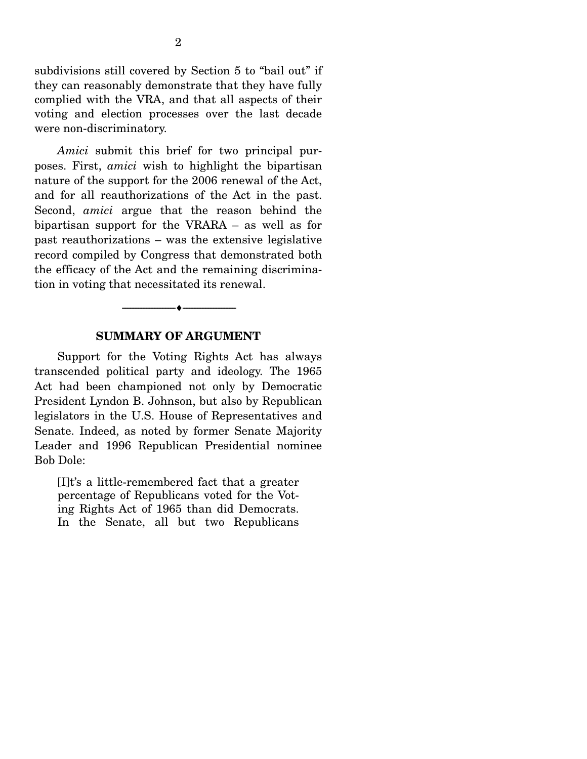subdivisions still covered by Section 5 to "bail out" if they can reasonably demonstrate that they have fully complied with the VRA, and that all aspects of their voting and election processes over the last decade were non-discriminatory.

*Amici* submit this brief for two principal purposes. First, *amici* wish to highlight the bipartisan nature of the support for the 2006 renewal of the Act, and for all reauthorizations of the Act in the past. Second, *amici* argue that the reason behind the bipartisan support for the VRARA – as well as for past reauthorizations – was the extensive legislative record compiled by Congress that demonstrated both the efficacy of the Act and the remaining discrimination in voting that necessitated its renewal.

---

## SUMMARY OF ARGUMENT

Support for the Voting Rights Act has always transcended political party and ideology. The 1965 Act had been championed not only by Democratic President Lyndon B. Johnson, but also by Republican legislators in the U.S. House of Representatives and Senate. Indeed, as noted by former Senate Majority Leader and 1996 Republican Presidential nominee Bob Dole:

> [I]t's a little-remembered fact that a greater percentage of Republicans voted for the Voting Rights Act of 1965 than did Democrats. In the Senate, all but two Republicans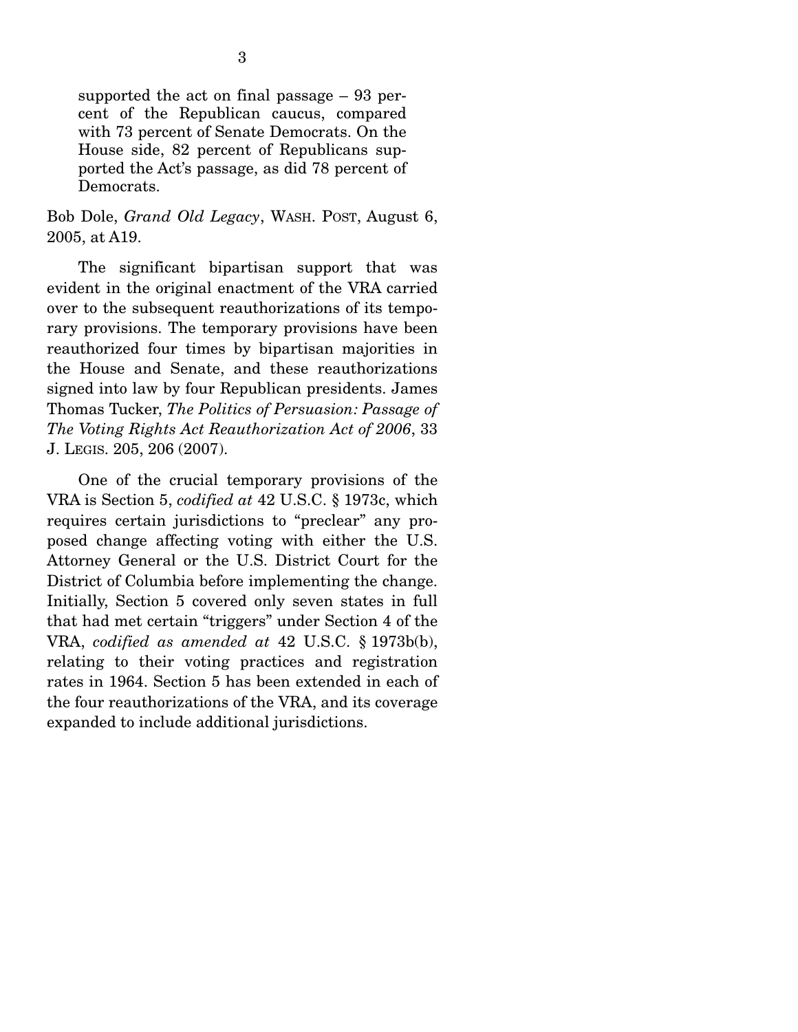> supported the act on final passage – 93 percent of the Republican caucus, compared with 73 percent of Senate Democrats. On the House side, 82 percent of Republicans supported the Act's passage, as did 78 percent of Democrats.

Bob Dole, *Grand Old Legacy*, WASH. POST, August 6, 2005, at A19.

The significant bipartisan support that was evident in the original enactment of the VRA carried over to the subsequent reauthorizations of its temporary provisions. The temporary provisions have been reauthorized four times by bipartisan majorities in the House and Senate, and these reauthorizations signed into law by four Republican presidents. James Thomas Tucker, *The Politics of Persuasion: Passage of The Voting Rights Act Reauthorization Act of 2006*, 33 J. LEGIS. 205, 206 (2007).

One of the crucial temporary provisions of the VRA is Section 5, *codified at* 42 U.S.C. § 1973c, which requires certain jurisdictions to "preclear" any proposed change affecting voting with either the U.S. Attorney General or the U.S. District Court for the District of Columbia before implementing the change. Initially, Section 5 covered only seven states in full that had met certain "triggers" under Section 4 of the VRA, *codified as amended at* 42 U.S.C. § 1973b(b), relating to their voting practices and registration rates in 1964. Section 5 has been extended in each of the four reauthorizations of the VRA, and its coverage expanded to include additional jurisdictions.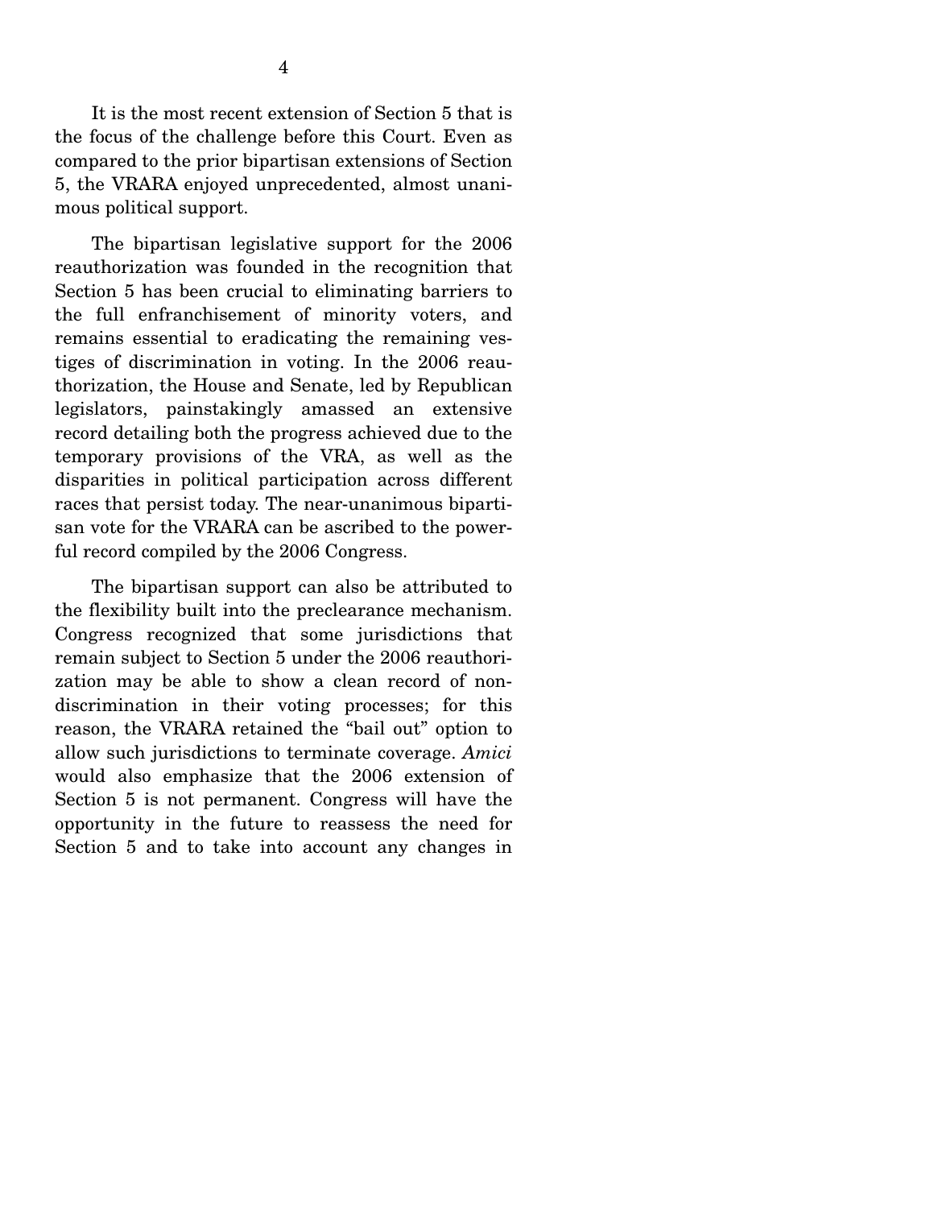It is the most recent extension of Section 5 that is the focus of the challenge before this Court. Even as compared to the prior bipartisan extensions of Section 5, the VRARA enjoyed unprecedented, almost unanimous political support.

The bipartisan legislative support for the 2006 reauthorization was founded in the recognition that Section 5 has been crucial to eliminating barriers to the full enfranchisement of minority voters, and remains essential to eradicating the remaining vestiges of discrimination in voting. In the 2006 reauthorization, the House and Senate, led by Republican legislators, painstakingly amassed an extensive record detailing both the progress achieved due to the temporary provisions of the VRA, as well as the disparities in political participation across different races that persist today. The near-unanimous bipartisan vote for the VRARA can be ascribed to the powerful record compiled by the 2006 Congress.

The bipartisan support can also be attributed to the flexibility built into the preclearance mechanism. Congress recognized that some jurisdictions that remain subject to Section 5 under the 2006 reauthorization may be able to show a clean record of non-discrimination in their voting processes; for this reason, the VRARA retained the "bail out" option to allow such jurisdictions to terminate coverage. *Amici* would also emphasize that the 2006 extension of Section 5 is not permanent. Congress will have the opportunity in the future to reassess the need for Section 5 and to take into account any changes in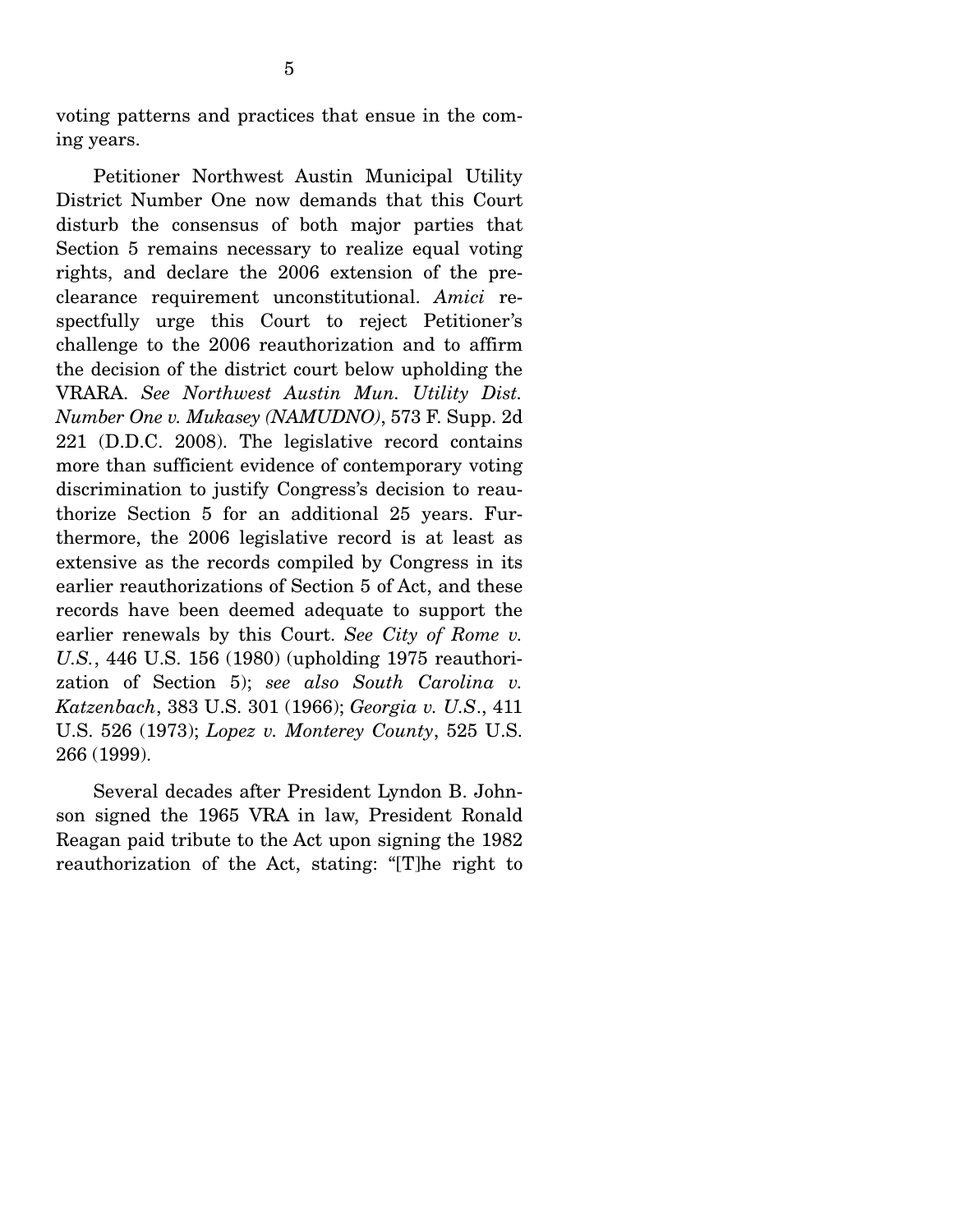voting patterns and practices that ensue in the coming years.

Petitioner Northwest Austin Municipal Utility District Number One now demands that this Court disturb the consensus of both major parties that Section 5 remains necessary to realize equal voting rights, and declare the 2006 extension of the preclearance requirement unconstitutional. *Amici* respectfully urge this Court to reject Petitioner's challenge to the 2006 reauthorization and to affirm the decision of the district court below upholding the VRARA. *See Northwest Austin Mun. Utility Dist. Number One v. Mukasey (NAMUDNO)*, 573 F. Supp. 2d 221 (D.D.C. 2008). The legislative record contains more than sufficient evidence of contemporary voting discrimination to justify Congress's decision to reauthorize Section 5 for an additional 25 years. Furthermore, the 2006 legislative record is at least as extensive as the records compiled by Congress in its earlier reauthorizations of Section 5 of Act, and these records have been deemed adequate to support the earlier renewals by this Court. *See City of Rome v. U.S.*, 446 U.S. 156 (1980) (upholding 1975 reauthorization of Section 5); *see also South Carolina v. Katzenbach*, 383 U.S. 301 (1966); *Georgia v. U.S.*, 411 U.S. 526 (1973); *Lopez v. Monterey County*, 525 U.S. 266 (1999).

Several decades after President Lyndon B. Johnson signed the 1965 VRA in law, President Ronald Reagan paid tribute to the Act upon signing the 1982 reauthorization of the Act, stating: "[T]he right to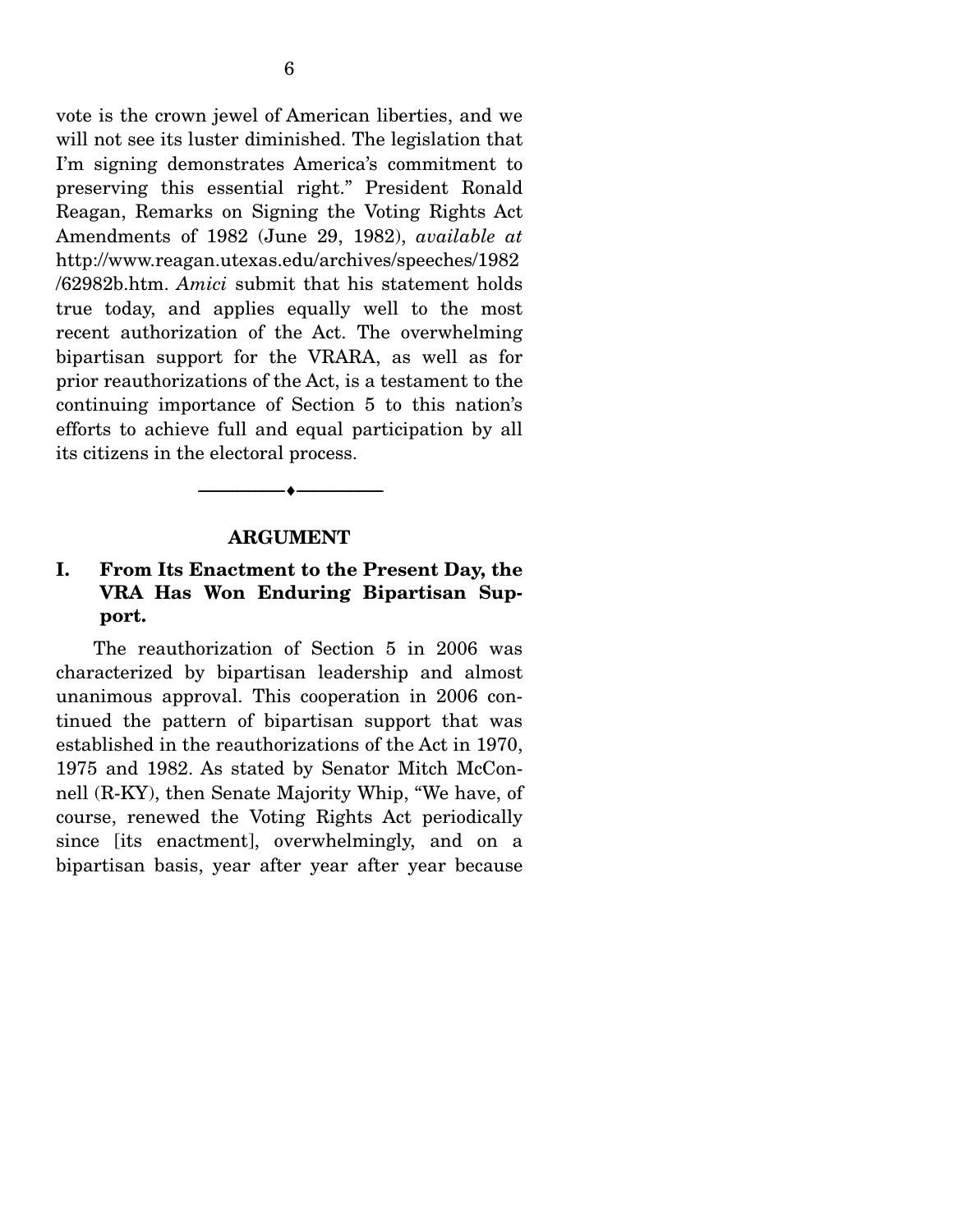vote is the crown jewel of American liberties, and we will not see its luster diminished. The legislation that I'm signing demonstrates America's commitment to preserving this essential right." President Ronald Reagan, Remarks on Signing the Voting Rights Act Amendments of 1982 (June 29, 1982), *available at* http://www.reagan.utexas.edu/archives/speeches/1982/62982b.htm. *Amici* submit that his statement holds true today, and applies equally well to the most recent authorization of the Act. The overwhelming bipartisan support for the VRARA, as well as for prior reauthorizations of the Act, is a testament to the continuing importance of Section 5 to this nation's efforts to achieve full and equal participation by all its citizens in the electoral process.

---

## ARGUMENT

### I. From Its Enactment to the Present Day, the VRA Has Won Enduring Bipartisan Support.

The reauthorization of Section 5 in 2006 was characterized by bipartisan leadership and almost unanimous approval. This cooperation in 2006 continued the pattern of bipartisan support that was established in the reauthorizations of the Act in 1970, 1975 and 1982. As stated by Senator Mitch McConnell (R-KY), then Senate Majority Whip, "We have, of course, renewed the Voting Rights Act periodically since [its enactment], overwhelmingly, and on a bipartisan basis, year after year after year because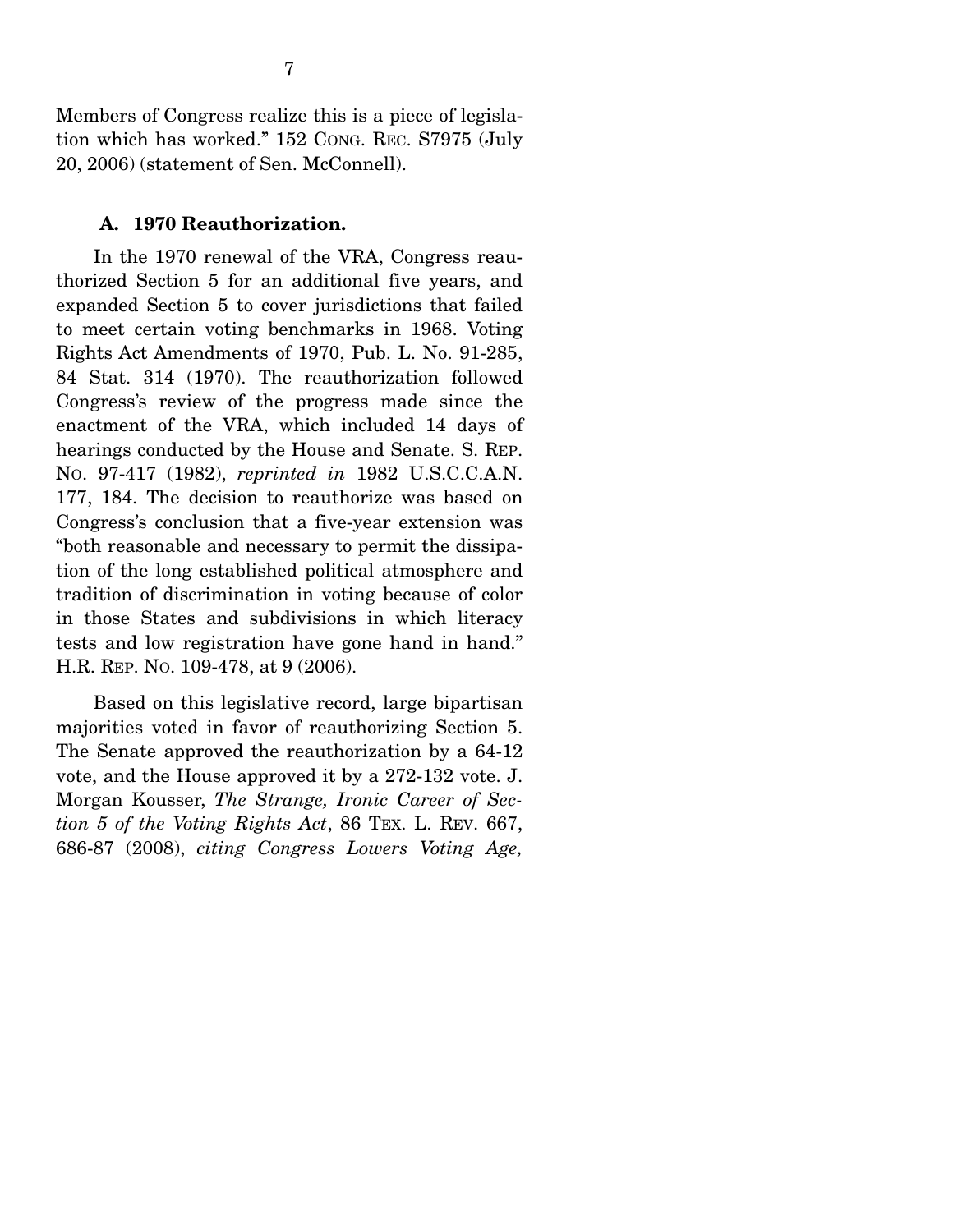Members of Congress realize this is a piece of legislation which has worked." 152 CONG. REC. S7975 (July 20, 2006) (statement of Sen. McConnell).

### A. 1970 Reauthorization.

In the 1970 renewal of the VRA, Congress reauthorized Section 5 for an additional five years, and expanded Section 5 to cover jurisdictions that failed to meet certain voting benchmarks in 1968. Voting Rights Act Amendments of 1970, Pub. L. No. 91-285, 84 Stat. 314 (1970). The reauthorization followed Congress's review of the progress made since the enactment of the VRA, which included 14 days of hearings conducted by the House and Senate. S. REP. NO. 97-417 (1982), *reprinted in* 1982 U.S.C.C.A.N. 177, 184. The decision to reauthorize was based on Congress's conclusion that a five-year extension was "both reasonable and necessary to permit the dissipation of the long established political atmosphere and tradition of discrimination in voting because of color in those States and subdivisions in which literacy tests and low registration have gone hand in hand." H.R. REP. NO. 109-478, at 9 (2006).

Based on this legislative record, large bipartisan majorities voted in favor of reauthorizing Section 5. The Senate approved the reauthorization by a 64-12 vote, and the House approved it by a 272-132 vote. J. Morgan Kousser, *The Strange, Ironic Career of Section 5 of the Voting Rights Act*, 86 TEX. L. REV. 667, 686-87 (2008), *citing Congress Lowers Voting Age,*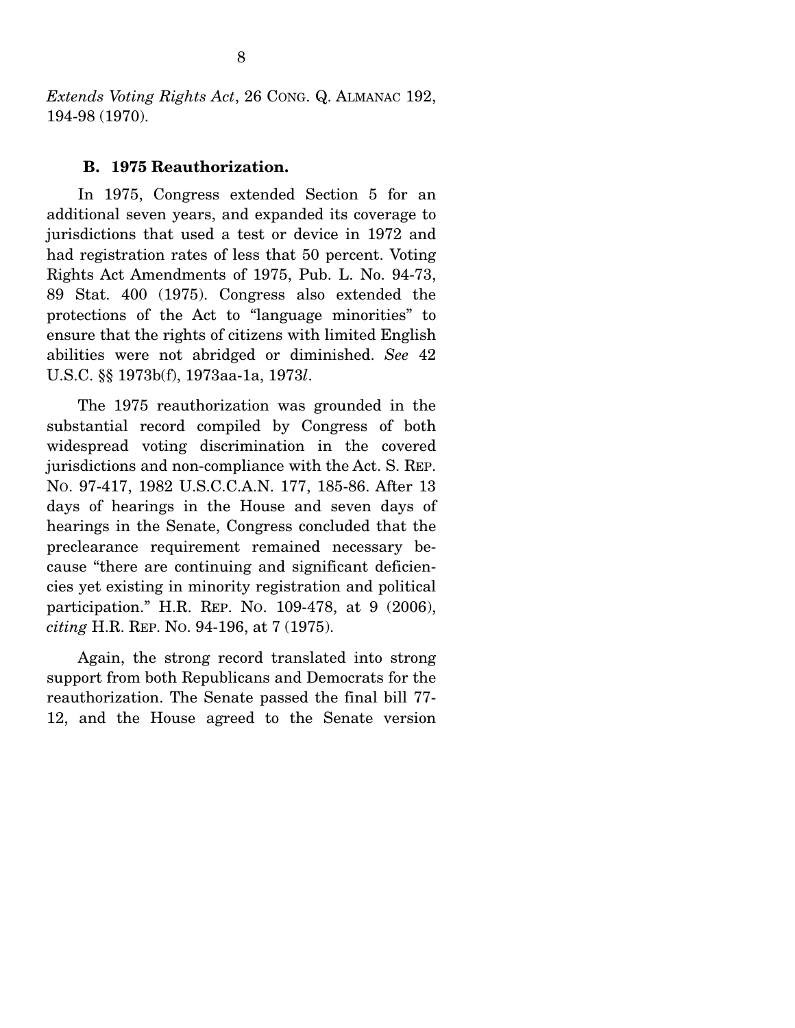*Extends Voting Rights Act*, 26 CONG. Q. ALMANAC 192, 194-98 (1970).

### B. 1975 Reauthorization.

In 1975, Congress extended Section 5 for an additional seven years, and expanded its coverage to jurisdictions that used a test or device in 1972 and had registration rates of less that 50 percent. Voting Rights Act Amendments of 1975, Pub. L. No. 94-73, 89 Stat. 400 (1975). Congress also extended the protections of the Act to "language minorities" to ensure that the rights of citizens with limited English abilities were not abridged or diminished. *See* 42 U.S.C. §§ 1973b(f), 1973aa-1a, 1973*l*.

The 1975 reauthorization was grounded in the substantial record compiled by Congress of both widespread voting discrimination in the covered jurisdictions and non-compliance with the Act. S. REP. NO. 97-417, 1982 U.S.C.C.A.N. 177, 185-86. After 13 days of hearings in the House and seven days of hearings in the Senate, Congress concluded that the preclearance requirement remained necessary because "there are continuing and significant deficiencies yet existing in minority registration and political participation." H.R. REP. NO. 109-478, at 9 (2006), *citing* H.R. REP. NO. 94-196, at 7 (1975).

Again, the strong record translated into strong support from both Republicans and Democrats for the reauthorization. The Senate passed the final bill 77-12, and the House agreed to the Senate version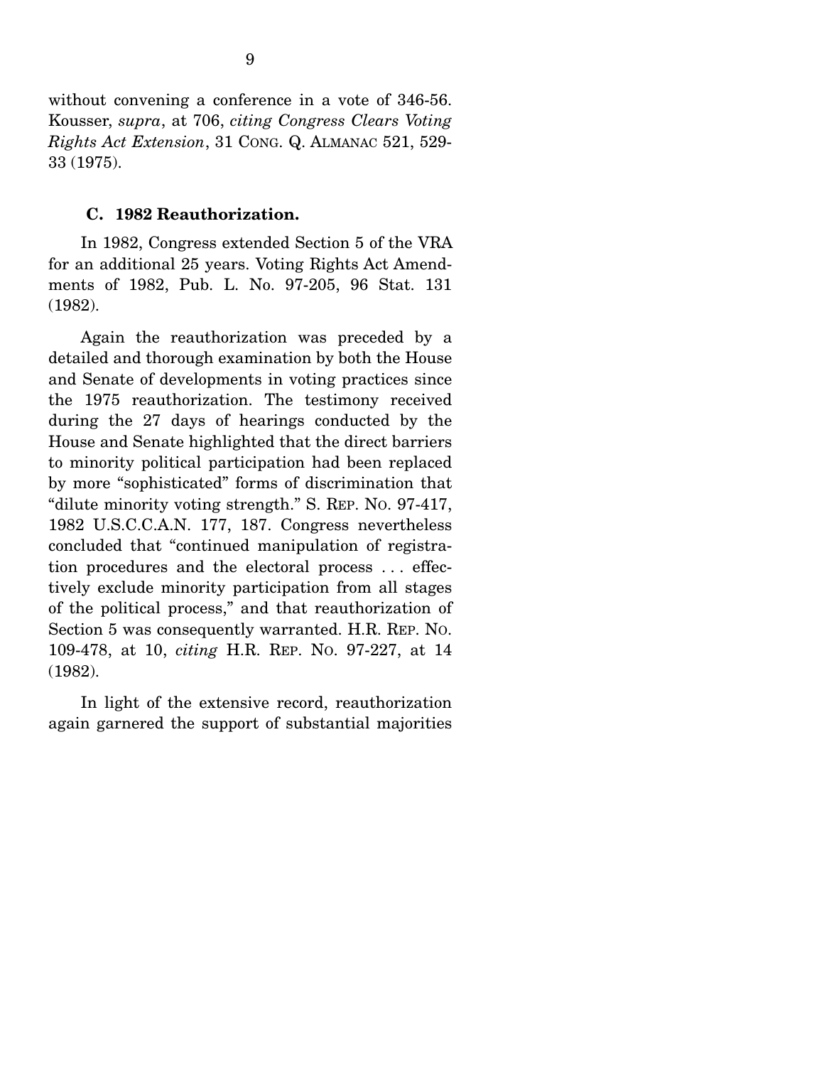without convening a conference in a vote of 346-56. Kousser, *supra*, at 706, *citing Congress Clears Voting Rights Act Extension*, 31 CONG. Q. ALMANAC 521, 529-33 (1975).

### C. 1982 Reauthorization.

In 1982, Congress extended Section 5 of the VRA for an additional 25 years. Voting Rights Act Amendments of 1982, Pub. L. No. 97-205, 96 Stat. 131 (1982).

Again the reauthorization was preceded by a detailed and thorough examination by both the House and Senate of developments in voting practices since the 1975 reauthorization. The testimony received during the 27 days of hearings conducted by the House and Senate highlighted that the direct barriers to minority political participation had been replaced by more "sophisticated" forms of discrimination that "dilute minority voting strength." S. REP. NO. 97-417, 1982 U.S.C.C.A.N. 177, 187. Congress nevertheless concluded that "continued manipulation of registration procedures and the electoral process . . . effectively exclude minority participation from all stages of the political process," and that reauthorization of Section 5 was consequently warranted. H.R. REP. NO. 109-478, at 10, *citing* H.R. REP. NO. 97-227, at 14 (1982).

In light of the extensive record, reauthorization again garnered the support of substantial majorities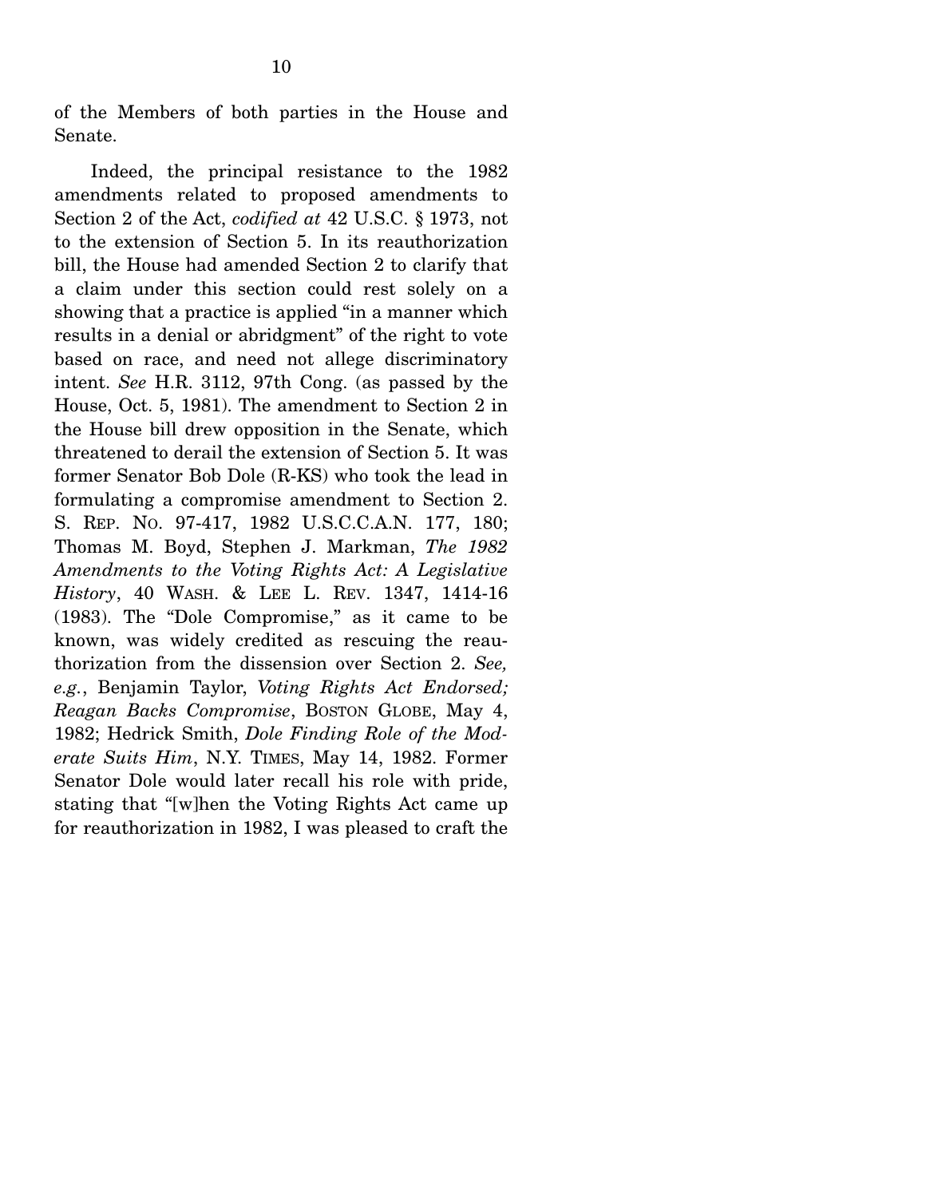of the Members of both parties in the House and Senate.

Indeed, the principal resistance to the 1982 amendments related to proposed amendments to Section 2 of the Act, *codified at* 42 U.S.C. § 1973, not to the extension of Section 5. In its reauthorization bill, the House had amended Section 2 to clarify that a claim under this section could rest solely on a showing that a practice is applied "in a manner which results in a denial or abridgment" of the right to vote based on race, and need not allege discriminatory intent. *See* H.R. 3112, 97th Cong. (as passed by the House, Oct. 5, 1981). The amendment to Section 2 in the House bill drew opposition in the Senate, which threatened to derail the extension of Section 5. It was former Senator Bob Dole (R-KS) who took the lead in formulating a compromise amendment to Section 2. S. REP. NO. 97-417, 1982 U.S.C.C.A.N. 177, 180; Thomas M. Boyd, Stephen J. Markman, *The 1982 Amendments to the Voting Rights Act: A Legislative History*, 40 WASH. & LEE L. REV. 1347, 1414-16 (1983). The "Dole Compromise," as it came to be known, was widely credited as rescuing the reauthorization from the dissension over Section 2. *See, e.g.*, Benjamin Taylor, *Voting Rights Act Endorsed; Reagan Backs Compromise*, BOSTON GLOBE, May 4, 1982; Hedrick Smith, *Dole Finding Role of the Moderate Suits Him*, N.Y. TIMES, May 14, 1982. Former Senator Dole would later recall his role with pride, stating that "[w]hen the Voting Rights Act came up for reauthorization in 1982, I was pleased to craft the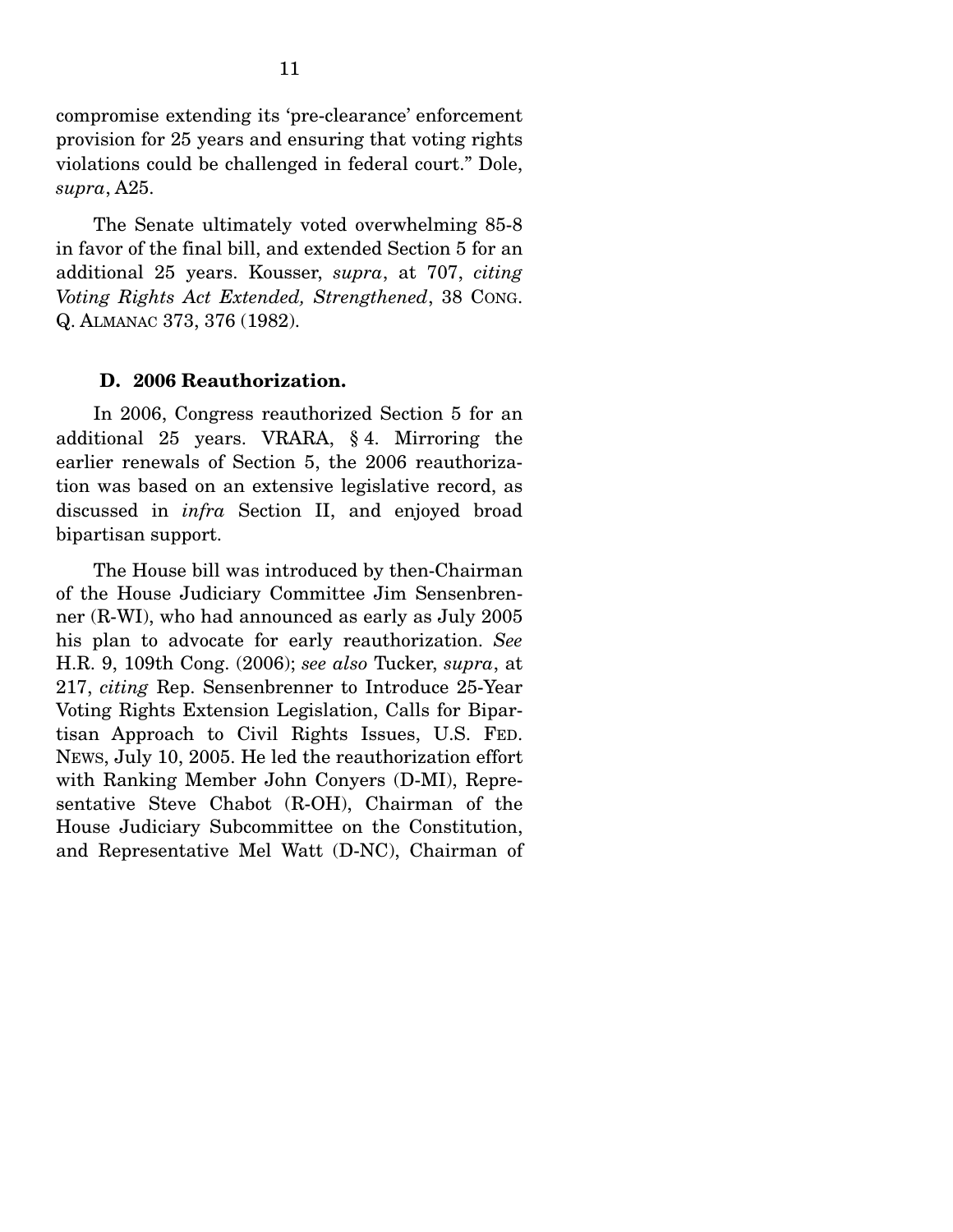compromise extending its 'pre-clearance' enforcement provision for 25 years and ensuring that voting rights violations could be challenged in federal court." Dole, *supra*, A25.

The Senate ultimately voted overwhelming 85-8 in favor of the final bill, and extended Section 5 for an additional 25 years. Kousser, *supra*, at 707, *citing Voting Rights Act Extended, Strengthened*, 38 CONG. Q. ALMANAC 373, 376 (1982).

### D. 2006 Reauthorization.

In 2006, Congress reauthorized Section 5 for an additional 25 years. VRARA, § 4. Mirroring the earlier renewals of Section 5, the 2006 reauthorization was based on an extensive legislative record, as discussed in *infra* Section II, and enjoyed broad bipartisan support.

The House bill was introduced by then-Chairman of the House Judiciary Committee Jim Sensenbrenner (R-WI), who had announced as early as July 2005 his plan to advocate for early reauthorization. *See* H.R. 9, 109th Cong. (2006); *see also* Tucker, *supra*, at 217, *citing* Rep. Sensenbrenner to Introduce 25-Year Voting Rights Extension Legislation, Calls for Bipartisan Approach to Civil Rights Issues, U.S. FED. NEWS, July 10, 2005. He led the reauthorization effort with Ranking Member John Conyers (D-MI), Representative Steve Chabot (R-OH), Chairman of the House Judiciary Subcommittee on the Constitution, and Representative Mel Watt (D-NC), Chairman of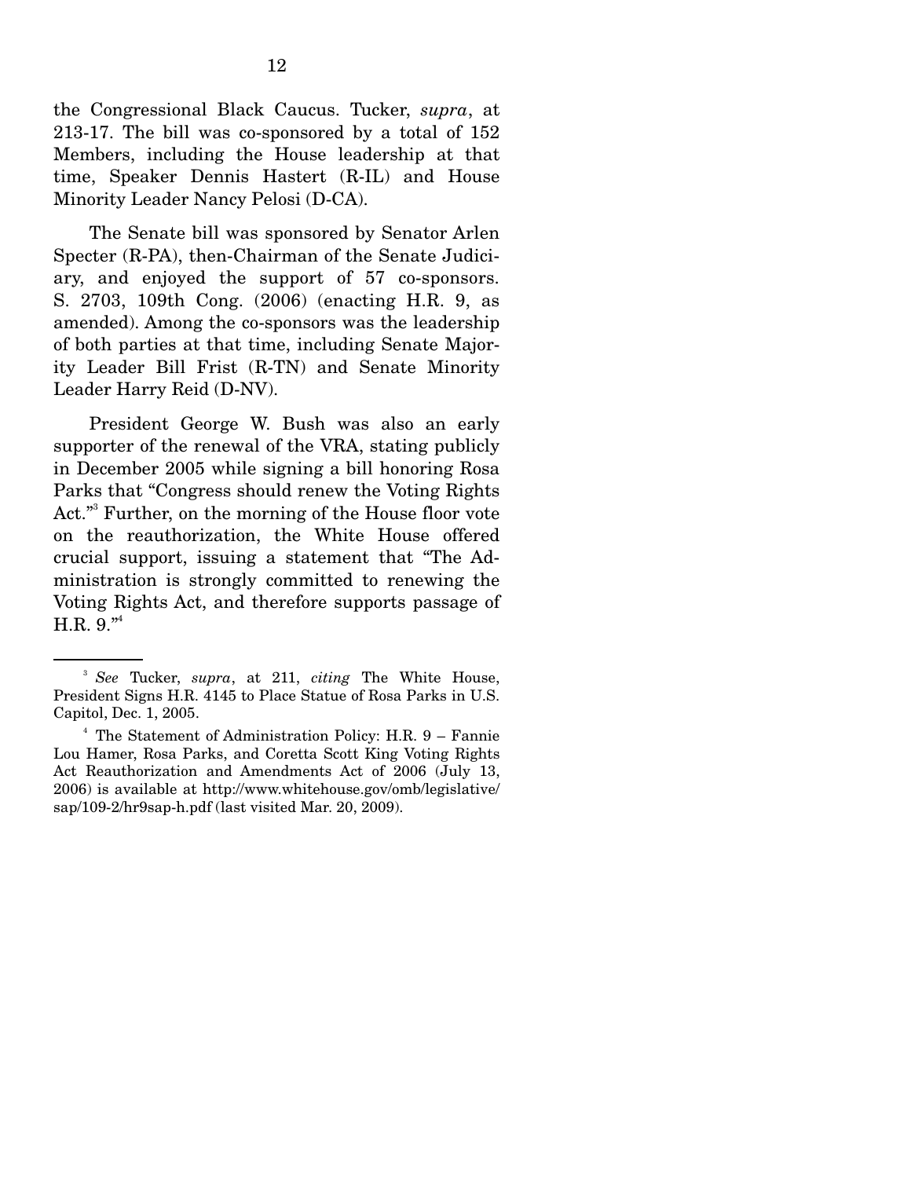the Congressional Black Caucus. Tucker, *supra*, at 213-17. The bill was co-sponsored by a total of 152 Members, including the House leadership at that time, Speaker Dennis Hastert (R-IL) and House Minority Leader Nancy Pelosi (D-CA).

The Senate bill was sponsored by Senator Arlen Specter (R-PA), then-Chairman of the Senate Judiciary, and enjoyed the support of 57 co-sponsors. S. 2703, 109th Cong. (2006) (enacting H.R. 9, as amended). Among the co-sponsors was the leadership of both parties at that time, including Senate Majority Leader Bill Frist (R-TN) and Senate Minority Leader Harry Reid (D-NV).

President George W. Bush was also an early supporter of the renewal of the VRA, stating publicly in December 2005 while signing a bill honoring Rosa Parks that "Congress should renew the Voting Rights Act."[3] Further, on the morning of the House floor vote on the reauthorization, the White House offered crucial support, issuing a statement that "The Administration is strongly committed to renewing the Voting Rights Act, and therefore supports passage of H.R. 9."[4]

---

[3] *See* Tucker, *supra*, at 211, *citing* The White House, President Signs H.R. 4145 to Place Statue of Rosa Parks in U.S. Capitol, Dec. 1, 2005.

[4] The Statement of Administration Policy: H.R. 9 – Fannie Lou Hamer, Rosa Parks, and Coretta Scott King Voting Rights Act Reauthorization and Amendments Act of 2006 (July 13, 2006) is available at http://www.whitehouse.gov/omb/legislative/sap/109-2/hr9sap-h.pdf (last visited Mar. 20, 2009).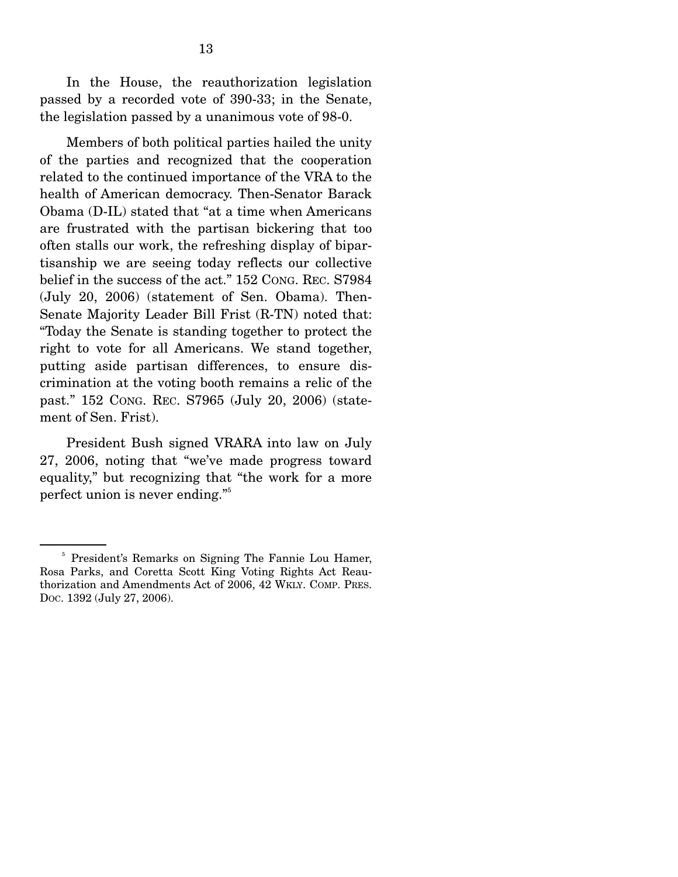In the House, the reauthorization legislation passed by a recorded vote of 390-33; in the Senate, the legislation passed by a unanimous vote of 98-0.

Members of both political parties hailed the unity of the parties and recognized that the cooperation related to the continued importance of the VRA to the health of American democracy. Then-Senator Barack Obama (D-IL) stated that "at a time when Americans are frustrated with the partisan bickering that too often stalls our work, the refreshing display of bipartisanship we are seeing today reflects our collective belief in the success of the act." 152 CONG. REC. S7984 (July 20, 2006) (statement of Sen. Obama). Then-Senate Majority Leader Bill Frist (R-TN) noted that: "Today the Senate is standing together to protect the right to vote for all Americans. We stand together, putting aside partisan differences, to ensure discrimination at the voting booth remains a relic of the past." 152 CONG. REC. S7965 (July 20, 2006) (statement of Sen. Frist).

President Bush signed VRARA into law on July 27, 2006, noting that "we've made progress toward equality," but recognizing that "the work for a more perfect union is never ending."[5]

[5] President's Remarks on Signing The Fannie Lou Hamer, Rosa Parks, and Coretta Scott King Voting Rights Act Reauthorization and Amendments Act of 2006, 42 WKLY. COMP. PRES. DOC. 1392 (July 27, 2006).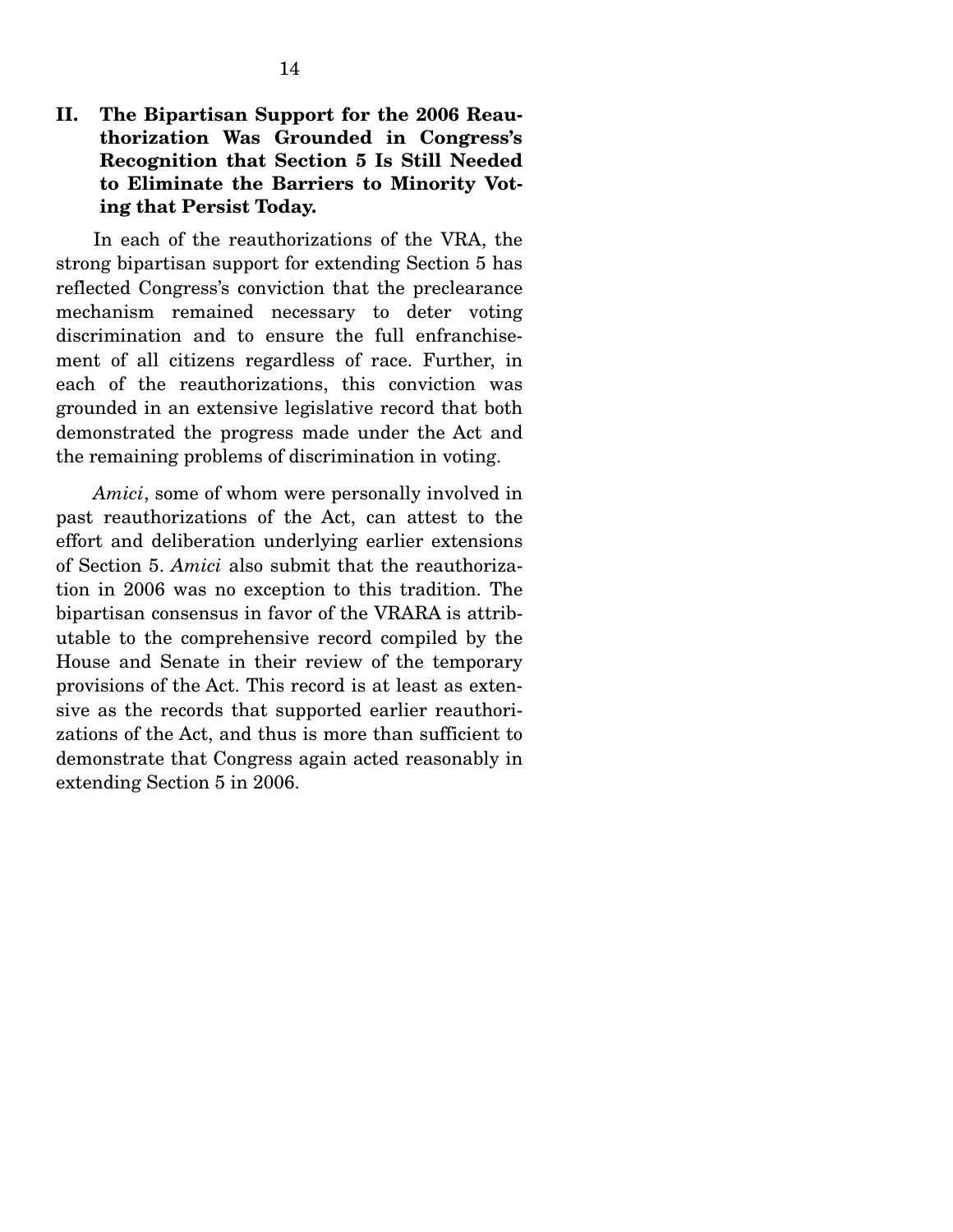## II. The Bipartisan Support for the 2006 Reauthorization Was Grounded in Congress's Recognition that Section 5 Is Still Needed to Eliminate the Barriers to Minority Voting that Persist Today.

In each of the reauthorizations of the VRA, the strong bipartisan support for extending Section 5 has reflected Congress's conviction that the preclearance mechanism remained necessary to deter voting discrimination and to ensure the full enfranchisement of all citizens regardless of race. Further, in each of the reauthorizations, this conviction was grounded in an extensive legislative record that both demonstrated the progress made under the Act and the remaining problems of discrimination in voting.

*Amici*, some of whom were personally involved in past reauthorizations of the Act, can attest to the effort and deliberation underlying earlier extensions of Section 5. *Amici* also submit that the reauthorization in 2006 was no exception to this tradition. The bipartisan consensus in favor of the VRARA is attributable to the comprehensive record compiled by the House and Senate in their review of the temporary provisions of the Act. This record is at least as extensive as the records that supported earlier reauthorizations of the Act, and thus is more than sufficient to demonstrate that Congress again acted reasonably in extending Section 5 in 2006.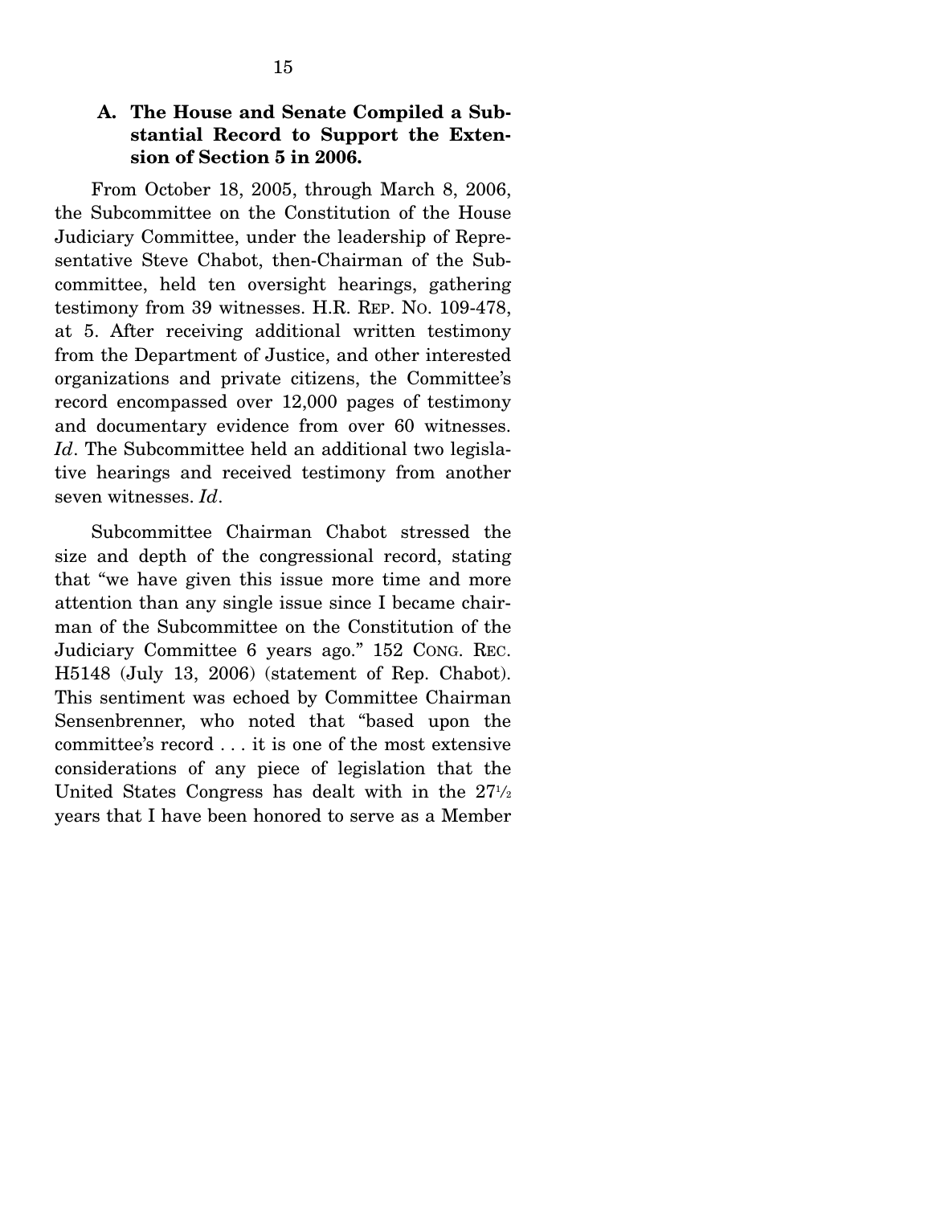### A. The House and Senate Compiled a Substantial Record to Support the Extension of Section 5 in 2006.

From October 18, 2005, through March 8, 2006, the Subcommittee on the Constitution of the House Judiciary Committee, under the leadership of Representative Steve Chabot, then-Chairman of the Subcommittee, held ten oversight hearings, gathering testimony from 39 witnesses. H.R. REP. NO. 109-478, at 5. After receiving additional written testimony from the Department of Justice, and other interested organizations and private citizens, the Committee's record encompassed over 12,000 pages of testimony and documentary evidence from over 60 witnesses. *Id*. The Subcommittee held an additional two legislative hearings and received testimony from another seven witnesses. *Id*.

Subcommittee Chairman Chabot stressed the size and depth of the congressional record, stating that "we have given this issue more time and more attention than any single issue since I became chairman of the Subcommittee on the Constitution of the Judiciary Committee 6 years ago." 152 CONG. REC. H5148 (July 13, 2006) (statement of Rep. Chabot). This sentiment was echoed by Committee Chairman Sensenbrenner, who noted that "based upon the committee's record . . . it is one of the most extensive considerations of any piece of legislation that the United States Congress has dealt with in the 27½ years that I have been honored to serve as a Member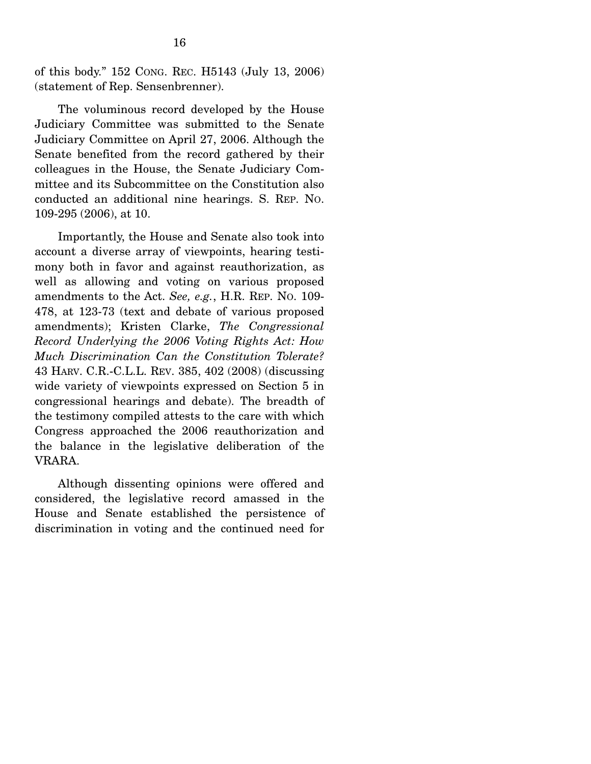of this body." 152 CONG. REC. H5143 (July 13, 2006) (statement of Rep. Sensenbrenner).

The voluminous record developed by the House Judiciary Committee was submitted to the Senate Judiciary Committee on April 27, 2006. Although the Senate benefited from the record gathered by their colleagues in the House, the Senate Judiciary Committee and its Subcommittee on the Constitution also conducted an additional nine hearings. S. REP. NO. 109-295 (2006), at 10.

Importantly, the House and Senate also took into account a diverse array of viewpoints, hearing testimony both in favor and against reauthorization, as well as allowing and voting on various proposed amendments to the Act. *See, e.g.*, H.R. REP. NO. 109-478, at 123-73 (text and debate of various proposed amendments); Kristen Clarke, *The Congressional Record Underlying the 2006 Voting Rights Act: How Much Discrimination Can the Constitution Tolerate?* 43 HARV. C.R.-C.L.L. REV. 385, 402 (2008) (discussing wide variety of viewpoints expressed on Section 5 in congressional hearings and debate). The breadth of the testimony compiled attests to the care with which Congress approached the 2006 reauthorization and the balance in the legislative deliberation of the VRARA.

Although dissenting opinions were offered and considered, the legislative record amassed in the House and Senate established the persistence of discrimination in voting and the continued need for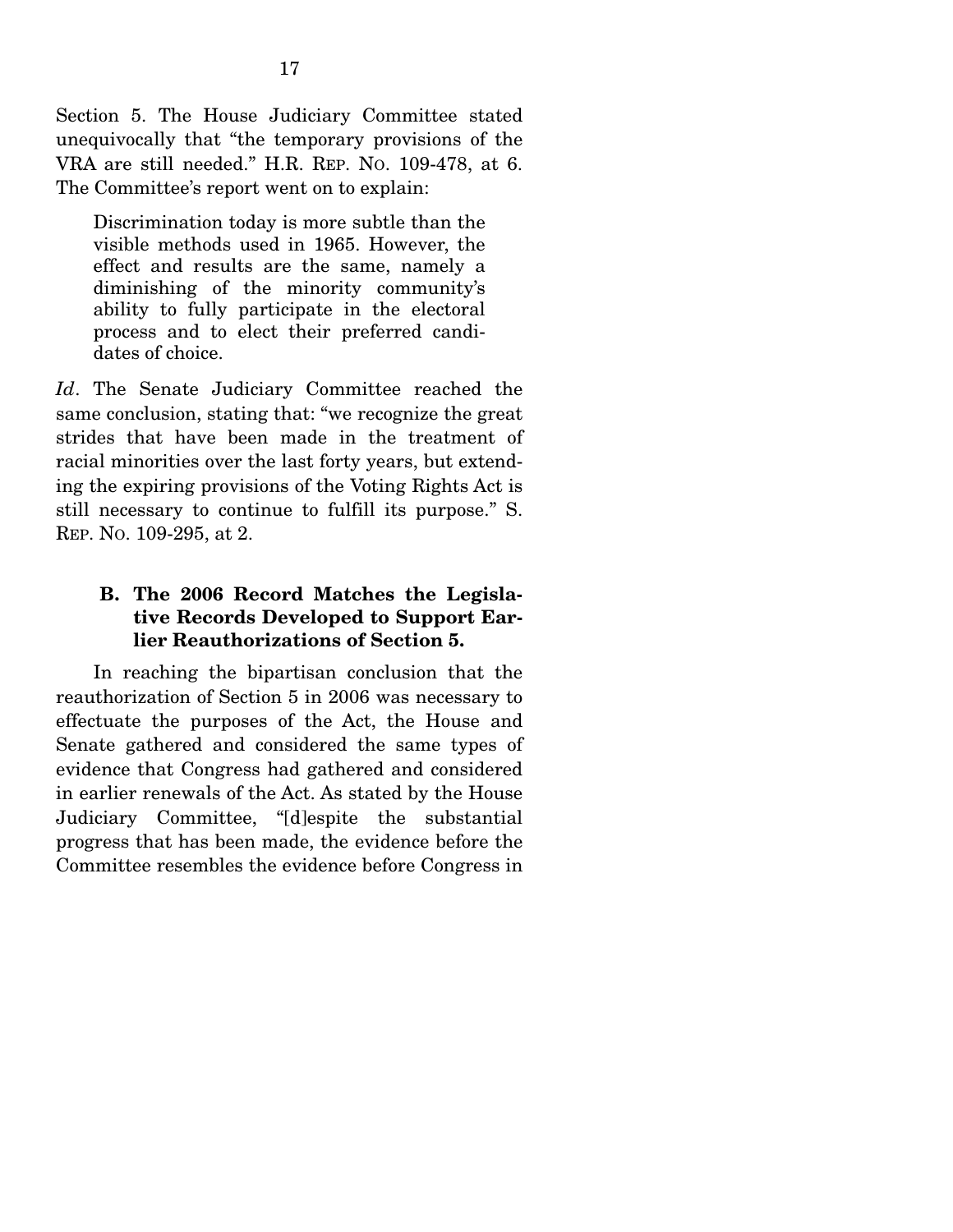Section 5. The House Judiciary Committee stated unequivocally that "the temporary provisions of the VRA are still needed." H.R. REP. NO. 109-478, at 6. The Committee's report went on to explain:

> Discrimination today is more subtle than the visible methods used in 1965. However, the effect and results are the same, namely a diminishing of the minority community's ability to fully participate in the electoral process and to elect their preferred candidates of choice.

*Id*. The Senate Judiciary Committee reached the same conclusion, stating that: "we recognize the great strides that have been made in the treatment of racial minorities over the last forty years, but extending the expiring provisions of the Voting Rights Act is still necessary to continue to fulfill its purpose." S. REP. NO. 109-295, at 2.

### B. The 2006 Record Matches the Legislative Records Developed to Support Earlier Reauthorizations of Section 5.

In reaching the bipartisan conclusion that the reauthorization of Section 5 in 2006 was necessary to effectuate the purposes of the Act, the House and Senate gathered and considered the same types of evidence that Congress had gathered and considered in earlier renewals of the Act. As stated by the House Judiciary Committee, "[d]espite the substantial progress that has been made, the evidence before the Committee resembles the evidence before Congress in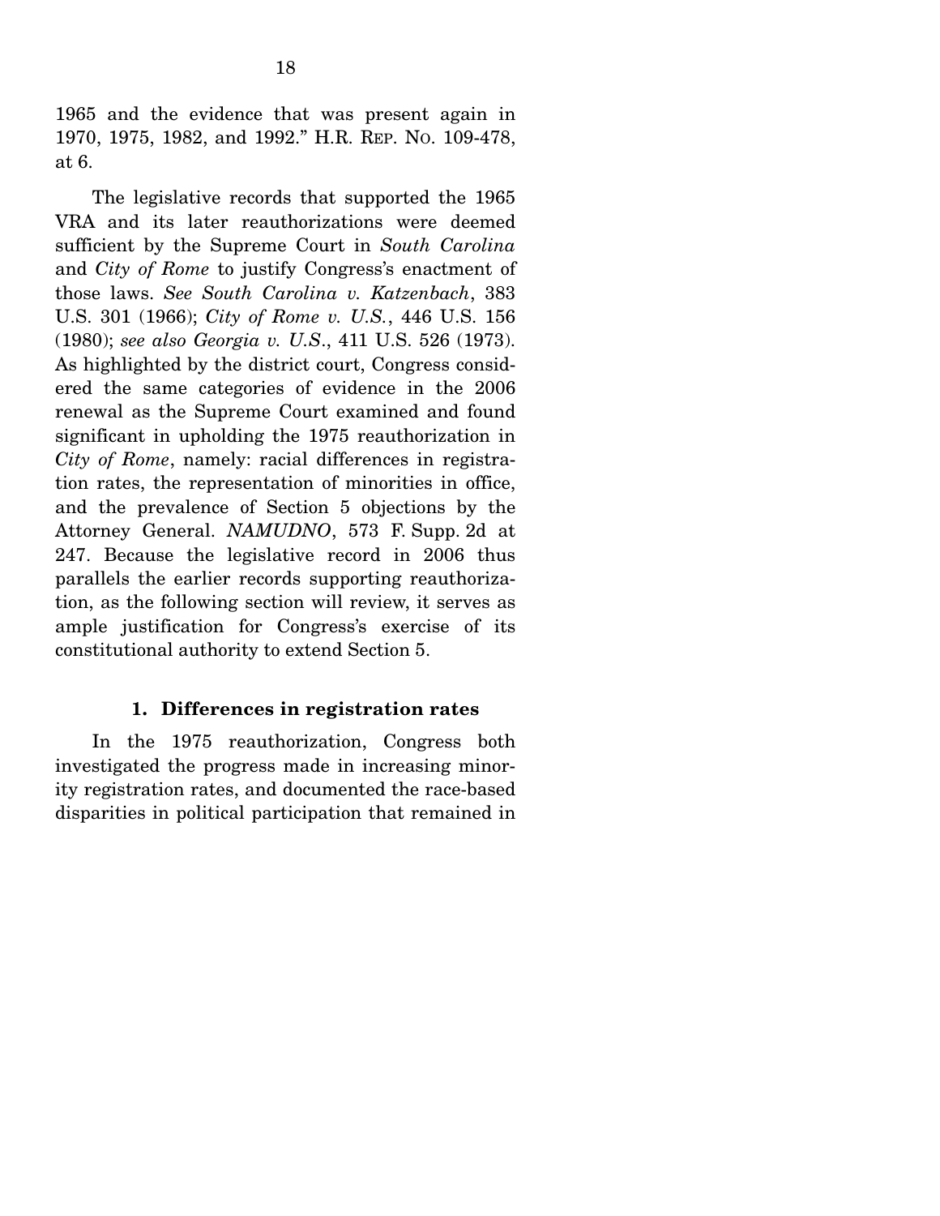1965 and the evidence that was present again in 1970, 1975, 1982, and 1992." H.R. REP. NO. 109-478, at 6.

The legislative records that supported the 1965 VRA and its later reauthorizations were deemed sufficient by the Supreme Court in *South Carolina* and *City of Rome* to justify Congress's enactment of those laws. *See South Carolina v. Katzenbach*, 383 U.S. 301 (1966); *City of Rome v. U.S.*, 446 U.S. 156 (1980); *see also Georgia v. U.S*., 411 U.S. 526 (1973). As highlighted by the district court, Congress considered the same categories of evidence in the 2006 renewal as the Supreme Court examined and found significant in upholding the 1975 reauthorization in *City of Rome*, namely: racial differences in registration rates, the representation of minorities in office, and the prevalence of Section 5 objections by the Attorney General. *NAMUDNO*, 573 F. Supp. 2d at 247. Because the legislative record in 2006 thus parallels the earlier records supporting reauthorization, as the following section will review, it serves as ample justification for Congress's exercise of its constitutional authority to extend Section 5.

#### 1. Differences in registration rates

In the 1975 reauthorization, Congress both investigated the progress made in increasing minority registration rates, and documented the race-based disparities in political participation that remained in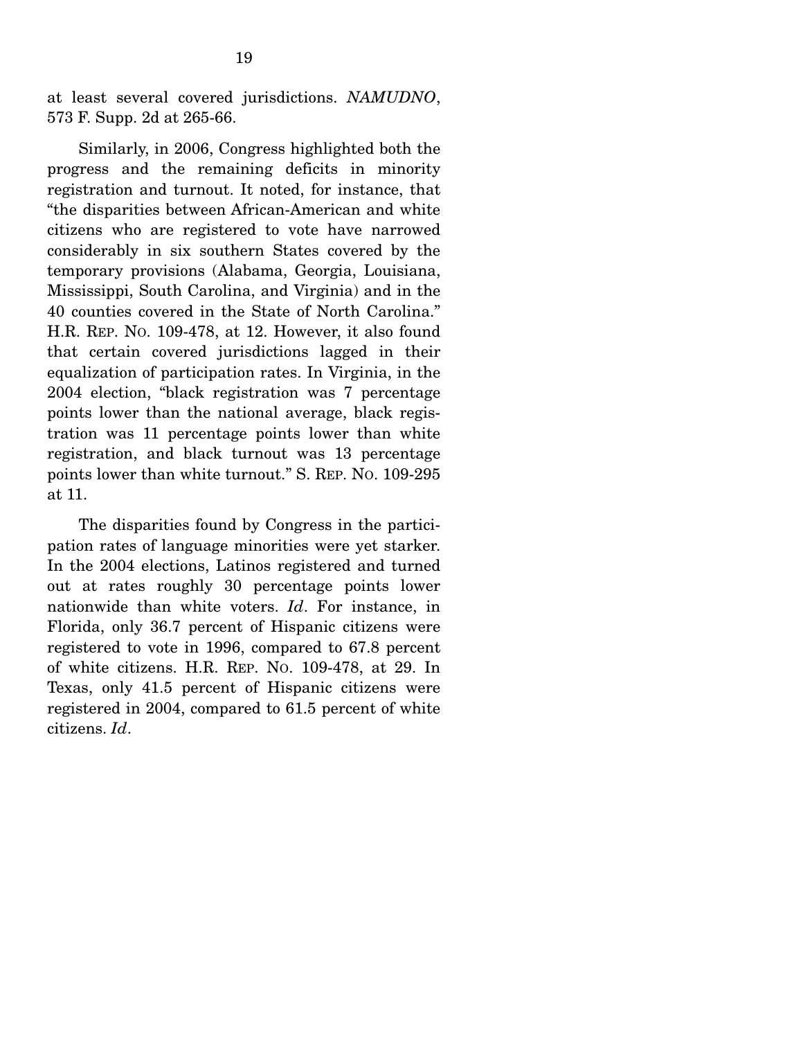at least several covered jurisdictions. *NAMUDNO*, 573 F. Supp. 2d at 265-66.

Similarly, in 2006, Congress highlighted both the progress and the remaining deficits in minority registration and turnout. It noted, for instance, that "the disparities between African-American and white citizens who are registered to vote have narrowed considerably in six southern States covered by the temporary provisions (Alabama, Georgia, Louisiana, Mississippi, South Carolina, and Virginia) and in the 40 counties covered in the State of North Carolina." H.R. REP. NO. 109-478, at 12. However, it also found that certain covered jurisdictions lagged in their equalization of participation rates. In Virginia, in the 2004 election, "black registration was 7 percentage points lower than the national average, black registration was 11 percentage points lower than white registration, and black turnout was 13 percentage points lower than white turnout." S. REP. NO. 109-295 at 11.

The disparities found by Congress in the participation rates of language minorities were yet starker. In the 2004 elections, Latinos registered and turned out at rates roughly 30 percentage points lower nationwide than white voters. *Id*. For instance, in Florida, only 36.7 percent of Hispanic citizens were registered to vote in 1996, compared to 67.8 percent of white citizens. H.R. REP. NO. 109-478, at 29. In Texas, only 41.5 percent of Hispanic citizens were registered in 2004, compared to 61.5 percent of white citizens. *Id*.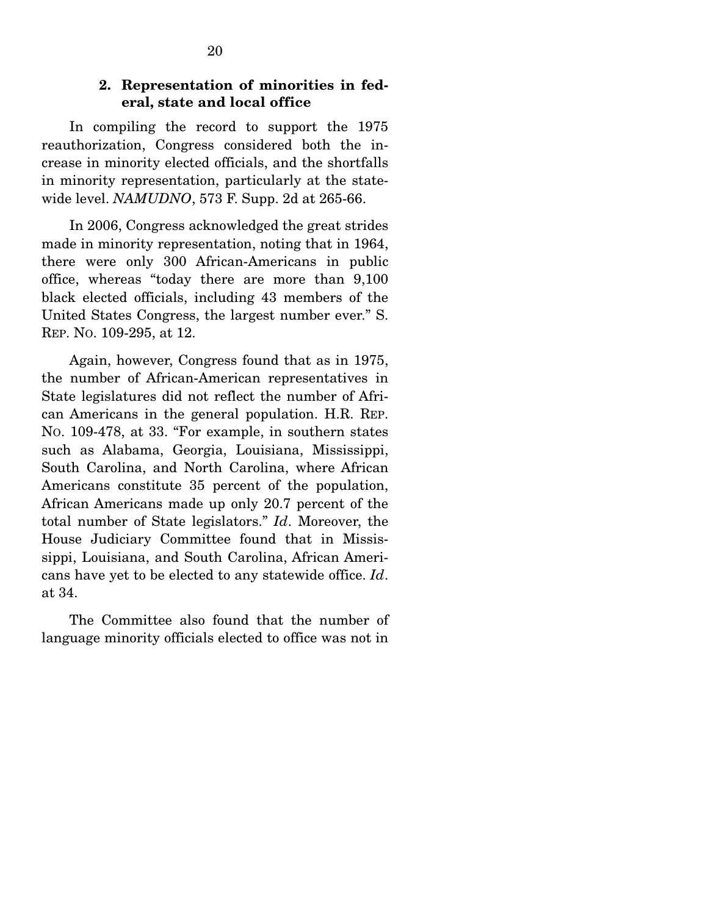### 2. Representation of minorities in federal, state and local office

In compiling the record to support the 1975 reauthorization, Congress considered both the increase in minority elected officials, and the shortfalls in minority representation, particularly at the statewide level. *NAMUDNO*, 573 F. Supp. 2d at 265-66.

In 2006, Congress acknowledged the great strides made in minority representation, noting that in 1964, there were only 300 African-Americans in public office, whereas "today there are more than 9,100 black elected officials, including 43 members of the United States Congress, the largest number ever." S. REP. NO. 109-295, at 12.

Again, however, Congress found that as in 1975, the number of African-American representatives in State legislatures did not reflect the number of African Americans in the general population. H.R. REP. NO. 109-478, at 33. "For example, in southern states such as Alabama, Georgia, Louisiana, Mississippi, South Carolina, and North Carolina, where African Americans constitute 35 percent of the population, African Americans made up only 20.7 percent of the total number of State legislators." *Id*. Moreover, the House Judiciary Committee found that in Mississippi, Louisiana, and South Carolina, African Americans have yet to be elected to any statewide office. *Id*. at 34.

The Committee also found that the number of language minority officials elected to office was not in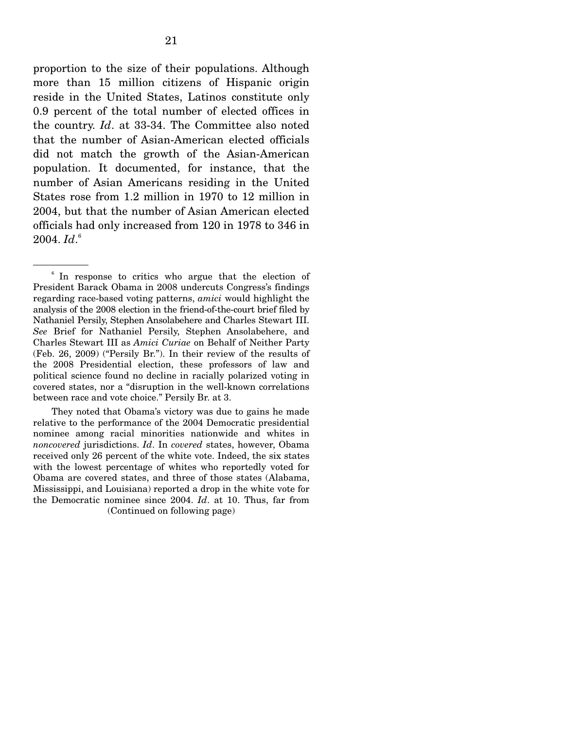proportion to the size of their populations. Although more than 15 million citizens of Hispanic origin reside in the United States, Latinos constitute only 0.9 percent of the total number of elected offices in the country. *Id*. at 33-34. The Committee also noted that the number of Asian-American elected officials did not match the growth of the Asian-American population. It documented, for instance, that the number of Asian Americans residing in the United States rose from 1.2 million in 1970 to 12 million in 2004, but that the number of Asian American elected officials had only increased from 120 in 1978 to 346 in 2004. *Id*.[6]

---

[6] In response to critics who argue that the election of President Barack Obama in 2008 undercuts Congress's findings regarding race-based voting patterns, *amici* would highlight the analysis of the 2008 election in the friend-of-the-court brief filed by Nathaniel Persily, Stephen Ansolabehere and Charles Stewart III. *See* Brief for Nathaniel Persily, Stephen Ansolabehere, and Charles Stewart III as *Amici Curiae* on Behalf of Neither Party (Feb. 26, 2009) ("Persily Br."). In their review of the results of the 2008 Presidential election, these professors of law and political science found no decline in racially polarized voting in covered states, nor a "disruption in the well-known correlations between race and vote choice." Persily Br. at 3.

They noted that Obama's victory was due to gains he made relative to the performance of the 2004 Democratic presidential nominee among racial minorities nationwide and whites in *noncovered* jurisdictions. *Id*. In *covered* states, however, Obama received only 26 percent of the white vote. Indeed, the six states with the lowest percentage of whites who reportedly voted for Obama are covered states, and three of those states (Alabama, Mississippi, and Louisiana) reported a drop in the white vote for the Democratic nominee since 2004. *Id*. at 10. Thus, far from

(Continued on following page)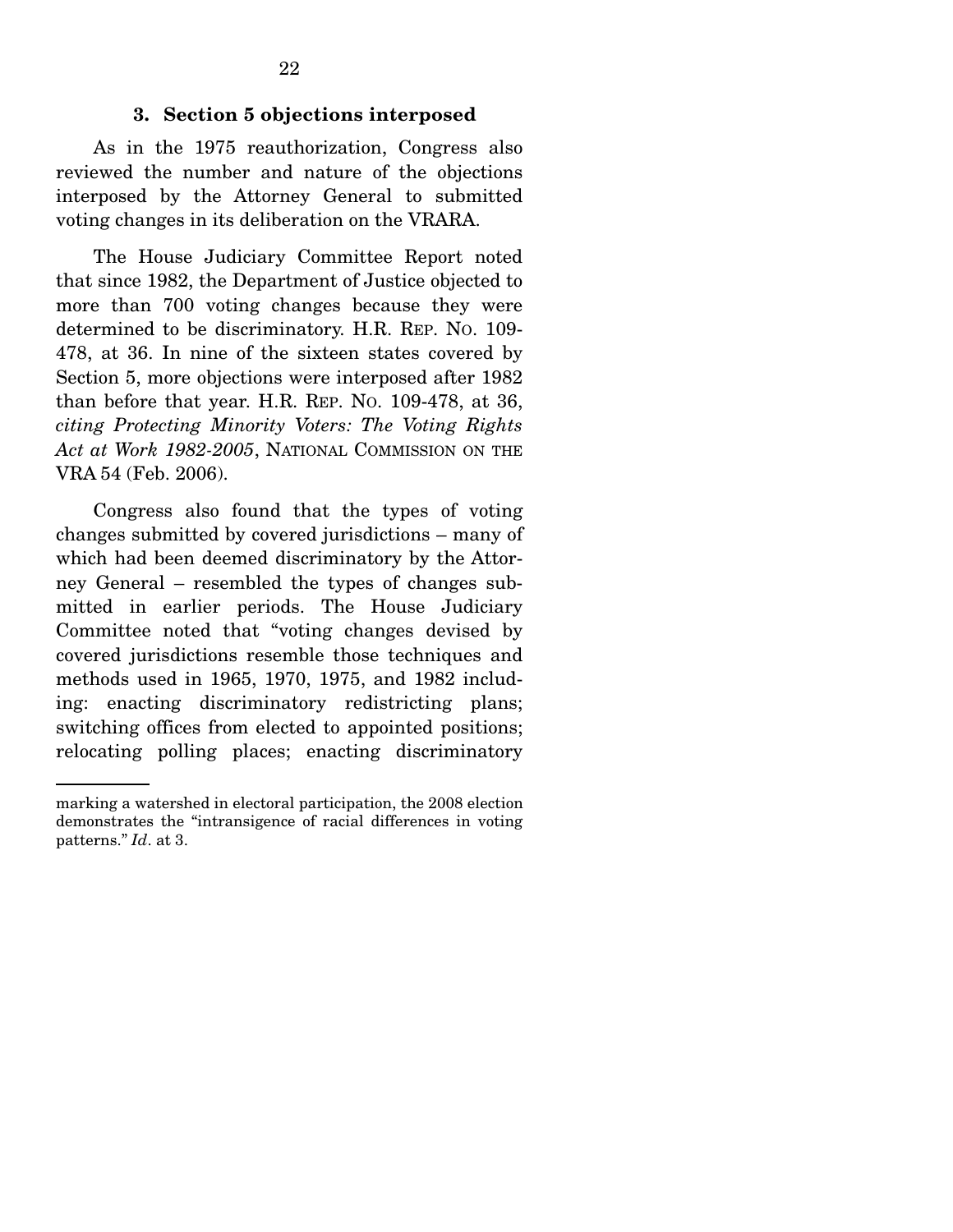### 3. Section 5 objections interposed

As in the 1975 reauthorization, Congress also reviewed the number and nature of the objections interposed by the Attorney General to submitted voting changes in its deliberation on the VRARA.

The House Judiciary Committee Report noted that since 1982, the Department of Justice objected to more than 700 voting changes because they were determined to be discriminatory. H.R. REP. NO. 109-478, at 36. In nine of the sixteen states covered by Section 5, more objections were interposed after 1982 than before that year. H.R. REP. NO. 109-478, at 36, *citing Protecting Minority Voters: The Voting Rights Act at Work 1982-2005*, NATIONAL COMMISSION ON THE VRA 54 (Feb. 2006).

Congress also found that the types of voting changes submitted by covered jurisdictions – many of which had been deemed discriminatory by the Attorney General – resembled the types of changes submitted in earlier periods. The House Judiciary Committee noted that "voting changes devised by covered jurisdictions resemble those techniques and methods used in 1965, 1970, 1975, and 1982 including: enacting discriminatory redistricting plans; switching offices from elected to appointed positions; relocating polling places; enacting discriminatory

---

marking a watershed in electoral participation, the 2008 election demonstrates the "intransigence of racial differences in voting patterns." *Id*. at 3.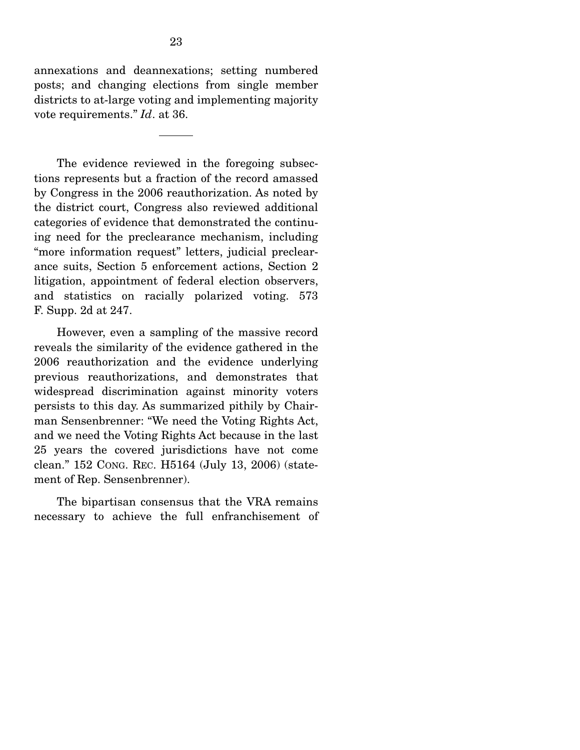annexations and deannexations; setting numbered posts; and changing elections from single member districts to at-large voting and implementing majority vote requirements." *Id*. at 36.

---

The evidence reviewed in the foregoing subsections represents but a fraction of the record amassed by Congress in the 2006 reauthorization. As noted by the district court, Congress also reviewed additional categories of evidence that demonstrated the continuing need for the preclearance mechanism, including "more information request" letters, judicial preclearance suits, Section 5 enforcement actions, Section 2 litigation, appointment of federal election observers, and statistics on racially polarized voting. 573 F. Supp. 2d at 247.

However, even a sampling of the massive record reveals the similarity of the evidence gathered in the 2006 reauthorization and the evidence underlying previous reauthorizations, and demonstrates that widespread discrimination against minority voters persists to this day. As summarized pithily by Chairman Sensenbrenner: "We need the Voting Rights Act, and we need the Voting Rights Act because in the last 25 years the covered jurisdictions have not come clean." 152 CONG. REC. H5164 (July 13, 2006) (statement of Rep. Sensenbrenner).

The bipartisan consensus that the VRA remains necessary to achieve the full enfranchisement of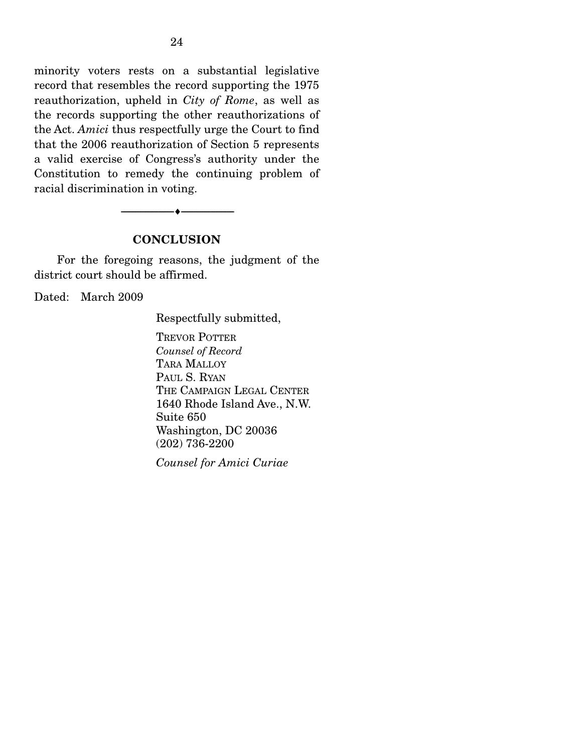minority voters rests on a substantial legislative record that resembles the record supporting the 1975 reauthorization, upheld in *City of Rome*, as well as the records supporting the other reauthorizations of the Act. *Amici* thus respectfully urge the Court to find that the 2006 reauthorization of Section 5 represents a valid exercise of Congress's authority under the Constitution to remedy the continuing problem of racial discrimination in voting.

---

## CONCLUSION

For the foregoing reasons, the judgment of the district court should be affirmed.

Dated: March 2009

Respectfully submitted,

TREVOR POTTER
*Counsel of Record*
TARA MALLOY
PAUL S. RYAN
THE CAMPAIGN LEGAL CENTER
1640 Rhode Island Ave., N.W.
Suite 650
Washington, DC 20036
(202) 736-2200

*Counsel for Amici Curiae*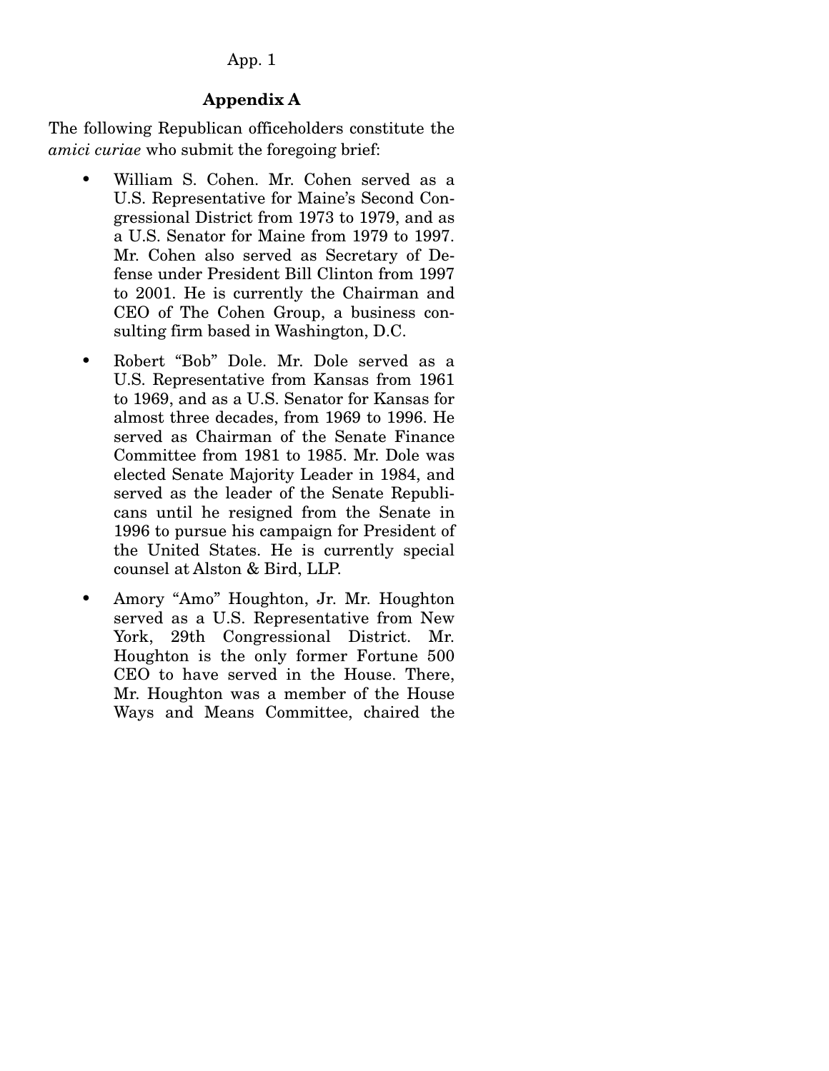## Appendix A

The following Republican officeholders constitute the *amici curiae* who submit the foregoing brief:

- William S. Cohen. Mr. Cohen served as a U.S. Representative for Maine's Second Congressional District from 1973 to 1979, and as a U.S. Senator for Maine from 1979 to 1997. Mr. Cohen also served as Secretary of Defense under President Bill Clinton from 1997 to 2001. He is currently the Chairman and CEO of The Cohen Group, a business consulting firm based in Washington, D.C.
- Robert "Bob" Dole. Mr. Dole served as a U.S. Representative from Kansas from 1961 to 1969, and as a U.S. Senator for Kansas for almost three decades, from 1969 to 1996. He served as Chairman of the Senate Finance Committee from 1981 to 1985. Mr. Dole was elected Senate Majority Leader in 1984, and served as the leader of the Senate Republicans until he resigned from the Senate in 1996 to pursue his campaign for President of the United States. He is currently special counsel at Alston & Bird, LLP.
- Amory "Amo" Houghton, Jr. Mr. Houghton served as a U.S. Representative from New York, 29th Congressional District. Mr. Houghton is the only former Fortune 500 CEO to have served in the House. There, Mr. Houghton was a member of the House Ways and Means Committee, chaired the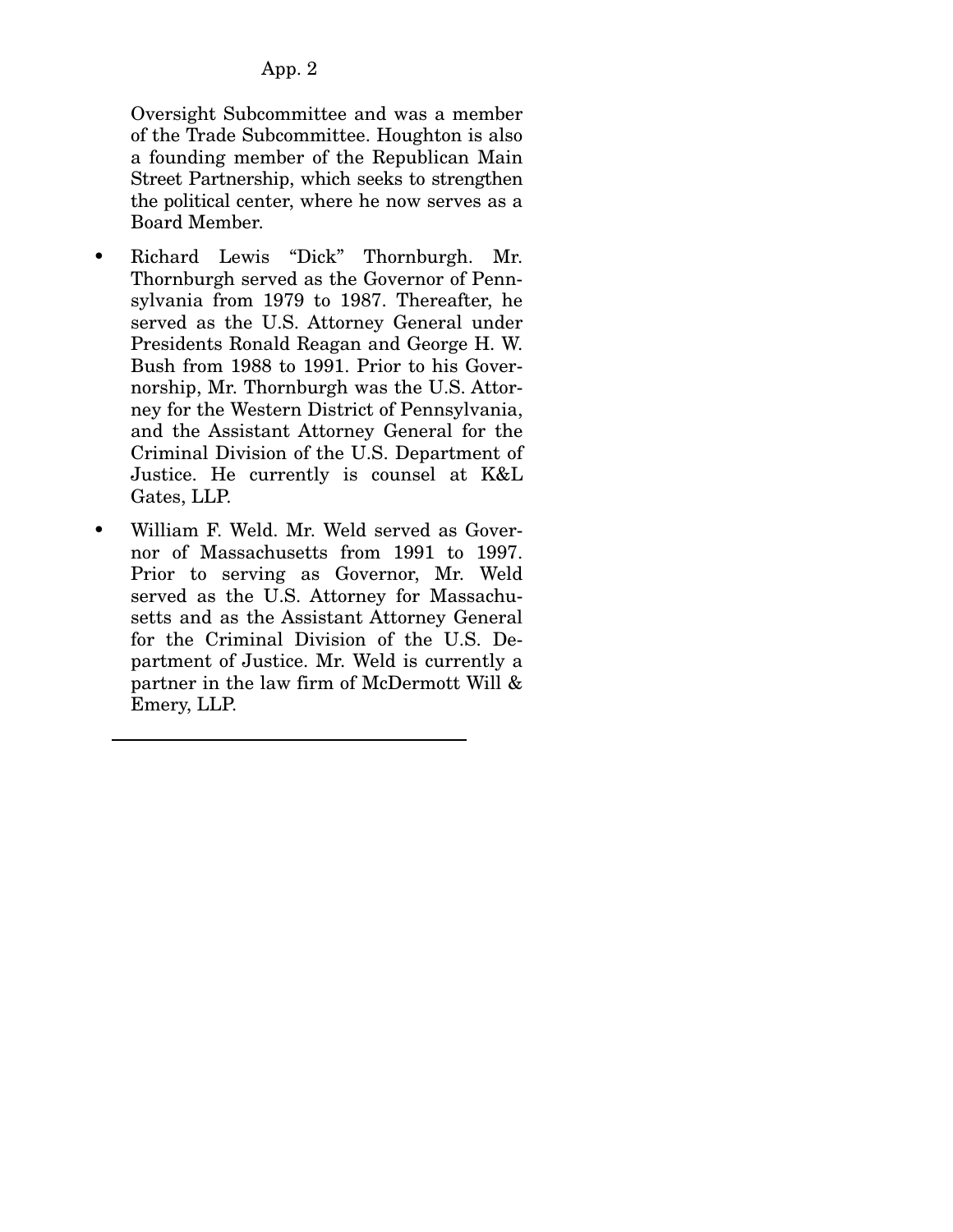Oversight Subcommittee and was a member of the Trade Subcommittee. Houghton is also a founding member of the Republican Main Street Partnership, which seeks to strengthen the political center, where he now serves as a Board Member.

- Richard Lewis "Dick" Thornburgh. Mr. Thornburgh served as the Governor of Pennsylvania from 1979 to 1987. Thereafter, he served as the U.S. Attorney General under Presidents Ronald Reagan and George H. W. Bush from 1988 to 1991. Prior to his Governorship, Mr. Thornburgh was the U.S. Attorney for the Western District of Pennsylvania, and the Assistant Attorney General for the Criminal Division of the U.S. Department of Justice. He currently is counsel at K&L Gates, LLP.
- William F. Weld. Mr. Weld served as Governor of Massachusetts from 1991 to 1997. Prior to serving as Governor, Mr. Weld served as the U.S. Attorney for Massachusetts and as the Assistant Attorney General for the Criminal Division of the U.S. Department of Justice. Mr. Weld is currently a partner in the law firm of McDermott Will & Emery, LLP.